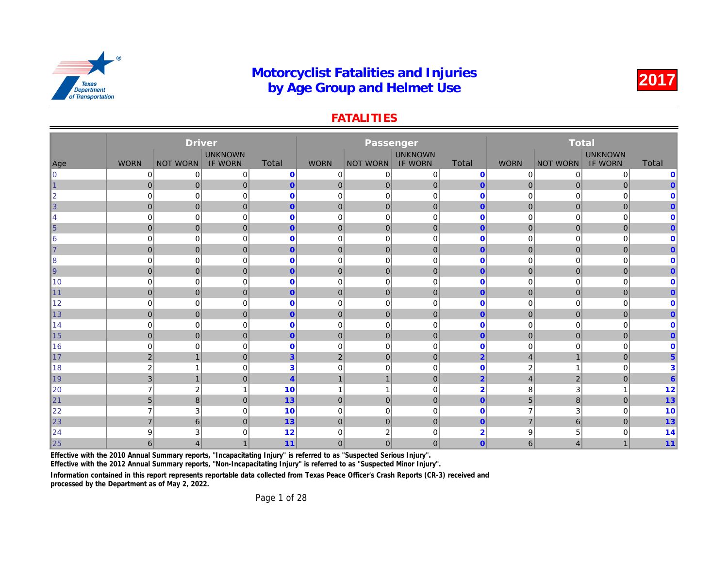# Motorcyclist Fatalities and Injuries by Age Group and Helmet Use

**2017**

## FATALITIES

| Age | Driver | | | | Passenger | | | | Total | | | |
|---|---|---|---|---|---|---|---|---|---|---|---|---|
| | WORN | NOT WORN | UNKNOWN IF WORN | Total | WORN | NOT WORN | UNKNOWN IF WORN | Total | WORN | NOT WORN | UNKNOWN IF WORN | Total |
| 0 | 0 | 0 | 0 | **0** | 0 | 0 | 0 | **0** | 0 | 0 | 0 | **0** |
| 1 | 0 | 0 | 0 | **0** | 0 | 0 | 0 | **0** | 0 | 0 | 0 | **0** |
| 2 | 0 | 0 | 0 | **0** | 0 | 0 | 0 | **0** | 0 | 0 | 0 | **0** |
| 3 | 0 | 0 | 0 | **0** | 0 | 0 | 0 | **0** | 0 | 0 | 0 | **0** |
| 4 | 0 | 0 | 0 | **0** | 0 | 0 | 0 | **0** | 0 | 0 | 0 | **0** |
| 5 | 0 | 0 | 0 | **0** | 0 | 0 | 0 | **0** | 0 | 0 | 0 | **0** |
| 6 | 0 | 0 | 0 | **0** | 0 | 0 | 0 | **0** | 0 | 0 | 0 | **0** |
| 7 | 0 | 0 | 0 | **0** | 0 | 0 | 0 | **0** | 0 | 0 | 0 | **0** |
| 8 | 0 | 0 | 0 | **0** | 0 | 0 | 0 | **0** | 0 | 0 | 0 | **0** |
| 9 | 0 | 0 | 0 | **0** | 0 | 0 | 0 | **0** | 0 | 0 | 0 | **0** |
| 10 | 0 | 0 | 0 | **0** | 0 | 0 | 0 | **0** | 0 | 0 | 0 | **0** |
| 11 | 0 | 0 | 0 | **0** | 0 | 0 | 0 | **0** | 0 | 0 | 0 | **0** |
| 12 | 0 | 0 | 0 | **0** | 0 | 0 | 0 | **0** | 0 | 0 | 0 | **0** |
| 13 | 0 | 0 | 0 | **0** | 0 | 0 | 0 | **0** | 0 | 0 | 0 | **0** |
| 14 | 0 | 0 | 0 | **0** | 0 | 0 | 0 | **0** | 0 | 0 | 0 | **0** |
| 15 | 0 | 0 | 0 | **0** | 0 | 0 | 0 | **0** | 0 | 0 | 0 | **0** |
| 16 | 0 | 0 | 0 | **0** | 0 | 0 | 0 | **0** | 0 | 0 | 0 | **0** |
| 17 | 2 | 1 | 0 | **3** | 2 | 0 | 0 | **2** | 4 | 1 | 0 | **5** |
| 18 | 2 | 1 | 0 | **3** | 0 | 0 | 0 | **0** | 2 | 1 | 0 | **3** |
| 19 | 3 | 1 | 0 | **4** | 1 | 1 | 0 | **2** | 4 | 2 | 0 | **6** |
| 20 | 7 | 2 | 1 | **10** | 1 | 1 | 0 | **2** | 8 | 3 | 1 | **12** |
| 21 | 5 | 8 | 0 | **13** | 0 | 0 | 0 | **0** | 5 | 8 | 0 | **13** |
| 22 | 7 | 3 | 0 | **10** | 0 | 0 | 0 | **0** | 7 | 3 | 0 | **10** |
| 23 | 7 | 6 | 0 | **13** | 0 | 0 | 0 | **0** | 7 | 6 | 0 | **13** |
| 24 | 9 | 3 | 0 | **12** | 0 | 2 | 0 | **2** | 9 | 5 | 0 | **14** |
| 25 | 6 | 4 | 1 | **11** | 0 | 0 | 0 | **0** | 6 | 4 | 1 | **11** |

**Effective with the 2010 Annual Summary reports, "Incapacitating Injury" is referred to as "Suspected Serious Injury".**
**Effective with the 2012 Annual Summary reports, "Non-Incapacitating Injury" is referred to as "Suspected Minor Injury".**

**Information contained in this report represents reportable data collected from Texas Peace Officer's Crash Reports (CR-3) received and processed by the Department as of May 2, 2022.**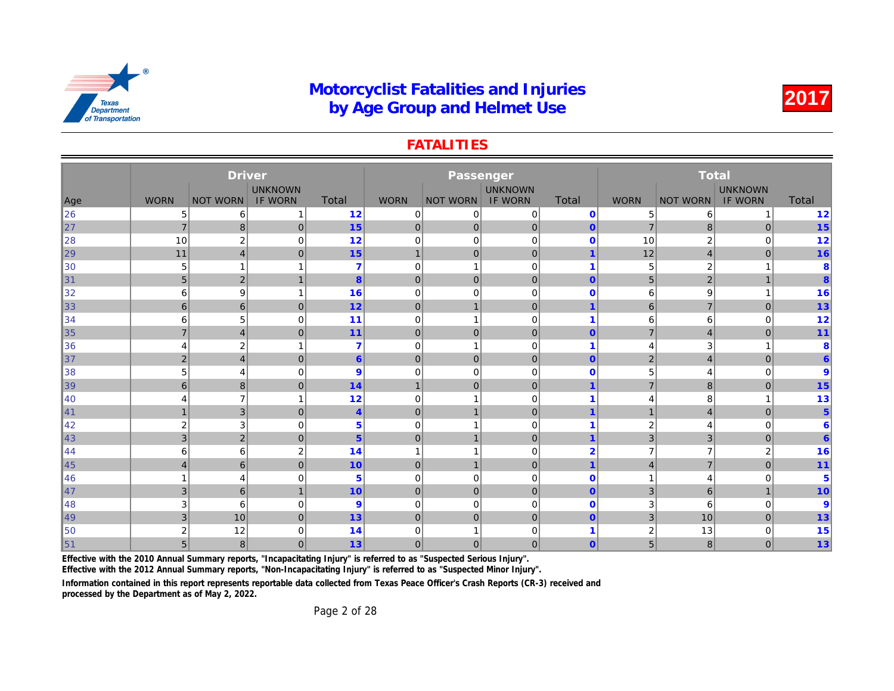# Motorcyclist Fatalities and Injuries by Age Group and Helmet Use

2017

## FATALITIES

| | Driver | | | | Passenger | | | | Total | | | |
|---|---|---|---|---|---|---|---|---|---|---|---|---|
| Age | WORN | NOT WORN | UNKNOWN IF WORN | Total | WORN | NOT WORN | UNKNOWN IF WORN | Total | WORN | NOT WORN | UNKNOWN IF WORN | Total |
| 26 | 5 | 6 | 1 | **12** | 0 | 0 | 0 | **0** | 5 | 6 | 1 | **12** |
| 27 | 7 | 8 | 0 | **15** | 0 | 0 | 0 | **0** | 7 | 8 | 0 | **15** |
| 28 | 10 | 2 | 0 | **12** | 0 | 0 | 0 | **0** | 10 | 2 | 0 | **12** |
| 29 | 11 | 4 | 0 | **15** | 1 | 0 | 0 | **1** | 12 | 4 | 0 | **16** |
| 30 | 5 | 1 | 1 | **7** | 0 | 1 | 0 | **1** | 5 | 2 | 1 | **8** |
| 31 | 5 | 2 | 1 | **8** | 0 | 0 | 0 | **0** | 5 | 2 | 1 | **8** |
| 32 | 6 | 9 | 1 | **16** | 0 | 0 | 0 | **0** | 6 | 9 | 1 | **16** |
| 33 | 6 | 6 | 0 | **12** | 0 | 1 | 0 | **1** | 6 | 7 | 0 | **13** |
| 34 | 6 | 5 | 0 | **11** | 0 | 1 | 0 | **1** | 6 | 6 | 0 | **12** |
| 35 | 7 | 4 | 0 | **11** | 0 | 0 | 0 | **0** | 7 | 4 | 0 | **11** |
| 36 | 4 | 2 | 1 | **7** | 0 | 1 | 0 | **1** | 4 | 3 | 1 | **8** |
| 37 | 2 | 4 | 0 | **6** | 0 | 0 | 0 | **0** | 2 | 4 | 0 | **6** |
| 38 | 5 | 4 | 0 | **9** | 0 | 0 | 0 | **0** | 5 | 4 | 0 | **9** |
| 39 | 6 | 8 | 0 | **14** | 1 | 0 | 0 | **1** | 7 | 8 | 0 | **15** |
| 40 | 4 | 7 | 1 | **12** | 0 | 1 | 0 | **1** | 4 | 8 | 1 | **13** |
| 41 | 1 | 3 | 0 | **4** | 0 | 1 | 0 | **1** | 1 | 4 | 0 | **5** |
| 42 | 2 | 3 | 0 | **5** | 0 | 1 | 0 | **1** | 2 | 4 | 0 | **6** |
| 43 | 3 | 2 | 0 | **5** | 0 | 1 | 0 | **1** | 3 | 3 | 0 | **6** |
| 44 | 6 | 6 | 2 | **14** | 1 | 1 | 0 | **2** | 7 | 7 | 2 | **16** |
| 45 | 4 | 6 | 0 | **10** | 0 | 1 | 0 | **1** | 4 | 7 | 0 | **11** |
| 46 | 1 | 4 | 0 | **5** | 0 | 0 | 0 | **0** | 1 | 4 | 0 | **5** |
| 47 | 3 | 6 | 1 | **10** | 0 | 0 | 0 | **0** | 3 | 6 | 1 | **10** |
| 48 | 3 | 6 | 0 | **9** | 0 | 0 | 0 | **0** | 3 | 6 | 0 | **9** |
| 49 | 3 | 10 | 0 | **13** | 0 | 0 | 0 | **0** | 3 | 10 | 0 | **13** |
| 50 | 2 | 12 | 0 | **14** | 0 | 1 | 0 | **1** | 2 | 13 | 0 | **15** |
| 51 | 5 | 8 | 0 | **13** | 0 | 0 | 0 | **0** | 5 | 8 | 0 | **13** |

**Effective with the 2010 Annual Summary reports, "Incapacitating Injury" is referred to as "Suspected Serious Injury".**
**Effective with the 2012 Annual Summary reports, "Non-Incapacitating Injury" is referred to as "Suspected Minor Injury".**

**Information contained in this report represents reportable data collected from Texas Peace Officer's Crash Reports (CR-3) received and processed by the Department as of May 2, 2022.**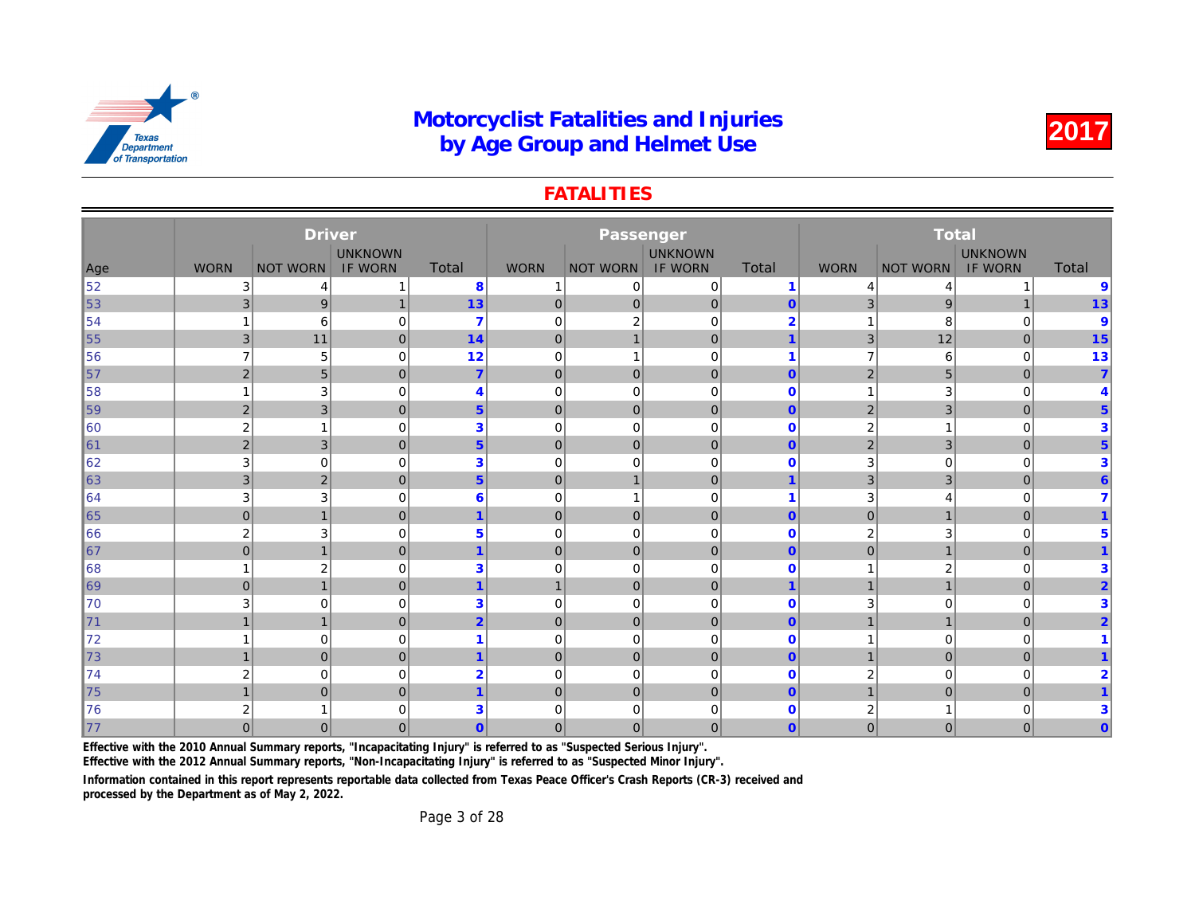# Motorcyclist Fatalities and Injuries by Age Group and Helmet Use

**2017**

## FATALITIES

| Age | Driver | | | | Passenger | | | | Total | | | |
|---|---|---|---|---|---|---|---|---|---|---|---|---|
| | WORN | NOT WORN | UNKNOWN IF WORN | Total | WORN | NOT WORN | UNKNOWN IF WORN | Total | WORN | NOT WORN | UNKNOWN IF WORN | Total |
| 52 | 3 | 4 | 1 | **8** | 1 | 0 | 0 | **1** | 4 | 4 | 1 | **9** |
| 53 | 3 | 9 | 1 | **13** | 0 | 0 | 0 | **0** | 3 | 9 | 1 | **13** |
| 54 | 1 | 6 | 0 | **7** | 0 | 2 | 0 | **2** | 1 | 8 | 0 | **9** |
| 55 | 3 | 11 | 0 | **14** | 0 | 1 | 0 | **1** | 3 | 12 | 0 | **15** |
| 56 | 7 | 5 | 0 | **12** | 0 | 1 | 0 | **1** | 7 | 6 | 0 | **13** |
| 57 | 2 | 5 | 0 | **7** | 0 | 0 | 0 | **0** | 2 | 5 | 0 | **7** |
| 58 | 1 | 3 | 0 | **4** | 0 | 0 | 0 | **0** | 1 | 3 | 0 | **4** |
| 59 | 2 | 3 | 0 | **5** | 0 | 0 | 0 | **0** | 2 | 3 | 0 | **5** |
| 60 | 2 | 1 | 0 | **3** | 0 | 0 | 0 | **0** | 2 | 1 | 0 | **3** |
| 61 | 2 | 3 | 0 | **5** | 0 | 0 | 0 | **0** | 2 | 3 | 0 | **5** |
| 62 | 3 | 0 | 0 | **3** | 0 | 0 | 0 | **0** | 3 | 0 | 0 | **3** |
| 63 | 3 | 2 | 0 | **5** | 0 | 1 | 0 | **1** | 3 | 3 | 0 | **6** |
| 64 | 3 | 3 | 0 | **6** | 0 | 1 | 0 | **1** | 3 | 4 | 0 | **7** |
| 65 | 0 | 1 | 0 | **1** | 0 | 0 | 0 | **0** | 0 | 1 | 0 | **1** |
| 66 | 2 | 3 | 0 | **5** | 0 | 0 | 0 | **0** | 2 | 3 | 0 | **5** |
| 67 | 0 | 1 | 0 | **1** | 0 | 0 | 0 | **0** | 0 | 1 | 0 | **1** |
| 68 | 1 | 2 | 0 | **3** | 0 | 0 | 0 | **0** | 1 | 2 | 0 | **3** |
| 69 | 0 | 1 | 0 | **1** | 1 | 0 | 0 | **1** | 1 | 1 | 0 | **2** |
| 70 | 3 | 0 | 0 | **3** | 0 | 0 | 0 | **0** | 3 | 0 | 0 | **3** |
| 71 | 1 | 1 | 0 | **2** | 0 | 0 | 0 | **0** | 1 | 1 | 0 | **2** |
| 72 | 1 | 0 | 0 | **1** | 0 | 0 | 0 | **0** | 1 | 0 | 0 | **1** |
| 73 | 1 | 0 | 0 | **1** | 0 | 0 | 0 | **0** | 1 | 0 | 0 | **1** |
| 74 | 2 | 0 | 0 | **2** | 0 | 0 | 0 | **0** | 2 | 0 | 0 | **2** |
| 75 | 1 | 0 | 0 | **1** | 0 | 0 | 0 | **0** | 1 | 0 | 0 | **1** |
| 76 | 2 | 1 | 0 | **3** | 0 | 0 | 0 | **0** | 2 | 1 | 0 | **3** |
| 77 | 0 | 0 | 0 | **0** | 0 | 0 | 0 | **0** | 0 | 0 | 0 | **0** |

**Effective with the 2010 Annual Summary reports, "Incapacitating Injury" is referred to as "Suspected Serious Injury".**
**Effective with the 2012 Annual Summary reports, "Non-Incapacitating Injury" is referred to as "Suspected Minor Injury".**

**Information contained in this report represents reportable data collected from Texas Peace Officer's Crash Reports (CR-3) received and processed by the Department as of May 2, 2022.**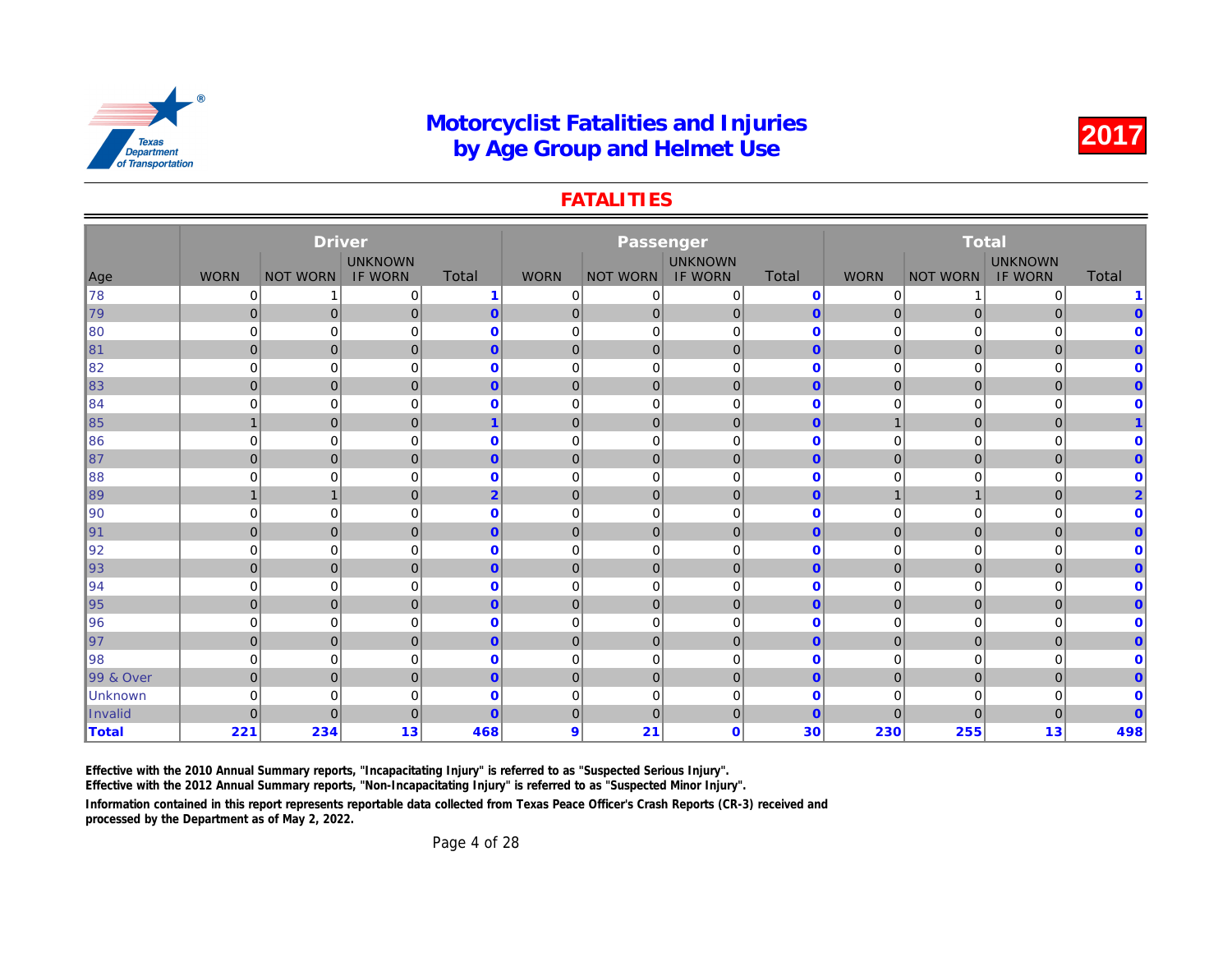# Motorcyclist Fatalities and Injuries by Age Group and Helmet Use

2017

## FATALITIES

| Age | Driver | | | | Passenger | | | | Total | | | |
|---|---|---|---|---|---|---|---|---|---|---|---|---|
| | WORN | NOT WORN | UNKNOWN IF WORN | Total | WORN | NOT WORN | UNKNOWN IF WORN | Total | WORN | NOT WORN | UNKNOWN IF WORN | Total |
| 78 | 0 | 1 | 0 | 1 | 0 | 0 | 0 | 0 | 0 | 1 | 0 | 1 |
| 79 | 0 | 0 | 0 | 0 | 0 | 0 | 0 | 0 | 0 | 0 | 0 | 0 |
| 80 | 0 | 0 | 0 | 0 | 0 | 0 | 0 | 0 | 0 | 0 | 0 | 0 |
| 81 | 0 | 0 | 0 | 0 | 0 | 0 | 0 | 0 | 0 | 0 | 0 | 0 |
| 82 | 0 | 0 | 0 | 0 | 0 | 0 | 0 | 0 | 0 | 0 | 0 | 0 |
| 83 | 0 | 0 | 0 | 0 | 0 | 0 | 0 | 0 | 0 | 0 | 0 | 0 |
| 84 | 0 | 0 | 0 | 0 | 0 | 0 | 0 | 0 | 0 | 0 | 0 | 0 |
| 85 | 1 | 0 | 0 | 1 | 0 | 0 | 0 | 0 | 1 | 0 | 0 | 1 |
| 86 | 0 | 0 | 0 | 0 | 0 | 0 | 0 | 0 | 0 | 0 | 0 | 0 |
| 87 | 0 | 0 | 0 | 0 | 0 | 0 | 0 | 0 | 0 | 0 | 0 | 0 |
| 88 | 0 | 0 | 0 | 0 | 0 | 0 | 0 | 0 | 0 | 0 | 0 | 0 |
| 89 | 1 | 1 | 0 | 2 | 0 | 0 | 0 | 0 | 1 | 1 | 0 | 2 |
| 90 | 0 | 0 | 0 | 0 | 0 | 0 | 0 | 0 | 0 | 0 | 0 | 0 |
| 91 | 0 | 0 | 0 | 0 | 0 | 0 | 0 | 0 | 0 | 0 | 0 | 0 |
| 92 | 0 | 0 | 0 | 0 | 0 | 0 | 0 | 0 | 0 | 0 | 0 | 0 |
| 93 | 0 | 0 | 0 | 0 | 0 | 0 | 0 | 0 | 0 | 0 | 0 | 0 |
| 94 | 0 | 0 | 0 | 0 | 0 | 0 | 0 | 0 | 0 | 0 | 0 | 0 |
| 95 | 0 | 0 | 0 | 0 | 0 | 0 | 0 | 0 | 0 | 0 | 0 | 0 |
| 96 | 0 | 0 | 0 | 0 | 0 | 0 | 0 | 0 | 0 | 0 | 0 | 0 |
| 97 | 0 | 0 | 0 | 0 | 0 | 0 | 0 | 0 | 0 | 0 | 0 | 0 |
| 98 | 0 | 0 | 0 | 0 | 0 | 0 | 0 | 0 | 0 | 0 | 0 | 0 |
| 99 & Over | 0 | 0 | 0 | 0 | 0 | 0 | 0 | 0 | 0 | 0 | 0 | 0 |
| Unknown | 0 | 0 | 0 | 0 | 0 | 0 | 0 | 0 | 0 | 0 | 0 | 0 |
| Invalid | 0 | 0 | 0 | 0 | 0 | 0 | 0 | 0 | 0 | 0 | 0 | 0 |
| **Total** | **221** | **234** | **13** | **468** | **9** | **21** | **0** | **30** | **230** | **255** | **13** | **498** |

Effective with the 2010 Annual Summary reports, "Incapacitating Injury" is referred to as "Suspected Serious Injury".
Effective with the 2012 Annual Summary reports, "Non-Incapacitating Injury" is referred to as "Suspected Minor Injury".
Information contained in this report represents reportable data collected from Texas Peace Officer's Crash Reports (CR-3) received and processed by the Department as of May 2, 2022.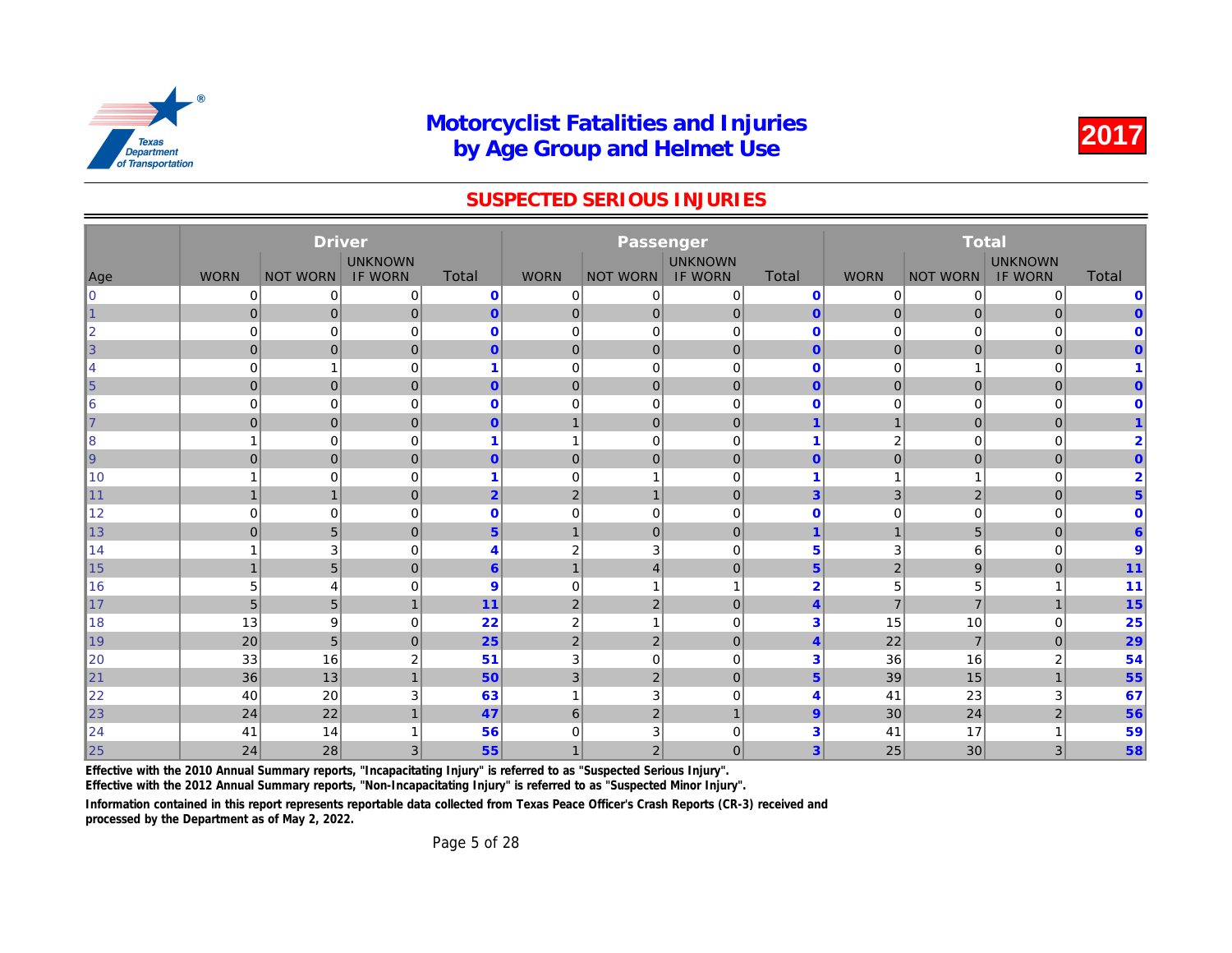# Motorcyclist Fatalities and Injuries by Age Group and Helmet Use

**2017**

## SUSPECTED SERIOUS INJURIES

| | Driver | | | | Passenger | | | | Total | | | |
|---|---|---|---|---|---|---|---|---|---|---|---|---|
| Age | WORN | NOT WORN | UNKNOWN IF WORN | Total | WORN | NOT WORN | UNKNOWN IF WORN | Total | WORN | NOT WORN | UNKNOWN IF WORN | Total |
| 0 | 0 | 0 | 0 | **0** | 0 | 0 | 0 | **0** | 0 | 0 | 0 | **0** |
| 1 | 0 | 0 | 0 | **0** | 0 | 0 | 0 | **0** | 0 | 0 | 0 | **0** |
| 2 | 0 | 0 | 0 | **0** | 0 | 0 | 0 | **0** | 0 | 0 | 0 | **0** |
| 3 | 0 | 0 | 0 | **0** | 0 | 0 | 0 | **0** | 0 | 0 | 0 | **0** |
| 4 | 0 | 1 | 0 | **1** | 0 | 0 | 0 | **0** | 0 | 1 | 0 | **1** |
| 5 | 0 | 0 | 0 | **0** | 0 | 0 | 0 | **0** | 0 | 0 | 0 | **0** |
| 6 | 0 | 0 | 0 | **0** | 0 | 0 | 0 | **0** | 0 | 0 | 0 | **0** |
| 7 | 0 | 0 | 0 | **0** | 1 | 0 | 0 | **1** | 1 | 0 | 0 | **1** |
| 8 | 1 | 0 | 0 | **1** | 1 | 0 | 0 | **1** | 2 | 0 | 0 | **2** |
| 9 | 0 | 0 | 0 | **0** | 0 | 0 | 0 | **0** | 0 | 0 | 0 | **0** |
| 10 | 1 | 0 | 0 | **1** | 0 | 1 | 0 | **1** | 1 | 1 | 0 | **2** |
| 11 | 1 | 1 | 0 | **2** | 2 | 1 | 0 | **3** | 3 | 2 | 0 | **5** |
| 12 | 0 | 0 | 0 | **0** | 0 | 0 | 0 | **0** | 0 | 0 | 0 | **0** |
| 13 | 0 | 5 | 0 | **5** | 1 | 0 | 0 | **1** | 1 | 5 | 0 | **6** |
| 14 | 1 | 3 | 0 | **4** | 2 | 3 | 0 | **5** | 3 | 6 | 0 | **9** |
| 15 | 1 | 5 | 0 | **6** | 1 | 4 | 0 | **5** | 2 | 9 | 0 | **11** |
| 16 | 5 | 4 | 0 | **9** | 0 | 1 | 1 | **2** | 5 | 5 | 1 | **11** |
| 17 | 5 | 5 | 1 | **11** | 2 | 2 | 0 | **4** | 7 | 7 | 1 | **15** |
| 18 | 13 | 9 | 0 | **22** | 2 | 1 | 0 | **3** | 15 | 10 | 0 | **25** |
| 19 | 20 | 5 | 0 | **25** | 2 | 2 | 0 | **4** | 22 | 7 | 0 | **29** |
| 20 | 33 | 16 | 2 | **51** | 3 | 0 | 0 | **3** | 36 | 16 | 2 | **54** |
| 21 | 36 | 13 | 1 | **50** | 3 | 2 | 0 | **5** | 39 | 15 | 1 | **55** |
| 22 | 40 | 20 | 3 | **63** | 1 | 3 | 0 | **4** | 41 | 23 | 3 | **67** |
| 23 | 24 | 22 | 1 | **47** | 6 | 2 | 1 | **9** | 30 | 24 | 2 | **56** |
| 24 | 41 | 14 | 1 | **56** | 0 | 3 | 0 | **3** | 41 | 17 | 1 | **59** |
| 25 | 24 | 28 | 3 | **55** | 1 | 2 | 0 | **3** | 25 | 30 | 3 | **58** |

**Effective with the 2010 Annual Summary reports, "Incapacitating Injury" is referred to as "Suspected Serious Injury".**

**Effective with the 2012 Annual Summary reports, "Non-Incapacitating Injury" is referred to as "Suspected Minor Injury".**

**Information contained in this report represents reportable data collected from Texas Peace Officer's Crash Reports (CR-3) received and processed by the Department as of May 2, 2022.**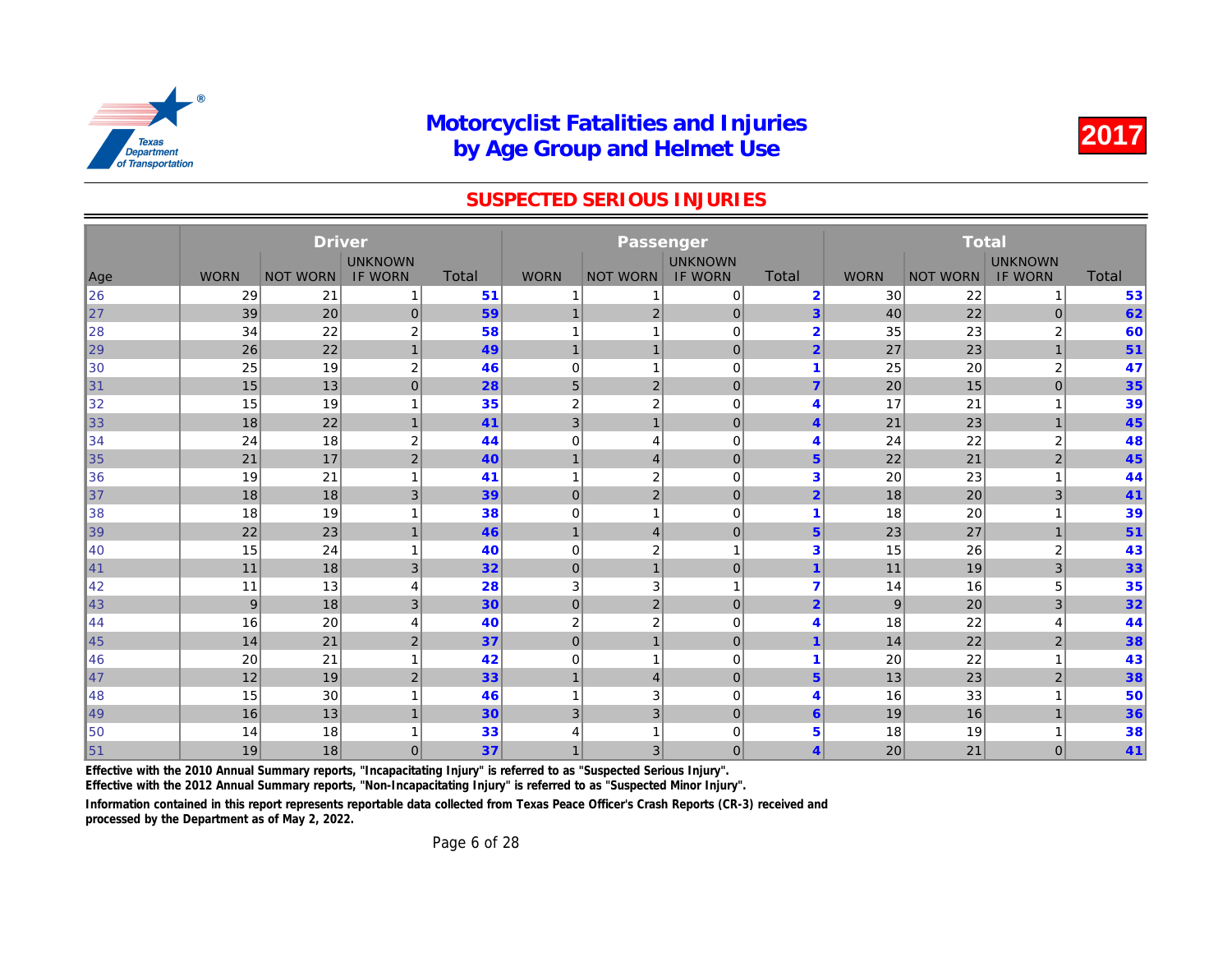# Motorcyclist Fatalities and Injuries by Age Group and Helmet Use

**2017**

## SUSPECTED SERIOUS INJURIES

| | Driver | | | | Passenger | | | | Total | | | |
|---|---|---|---|---|---|---|---|---|---|---|---|---|
| Age | WORN | NOT WORN | UNKNOWN IF WORN | Total | WORN | NOT WORN | UNKNOWN IF WORN | Total | WORN | NOT WORN | UNKNOWN IF WORN | Total |
| 26 | 29 | 21 | 1 | 51 | 1 | 1 | 0 | 2 | 30 | 22 | 1 | 53 |
| 27 | 39 | 20 | 0 | 59 | 1 | 2 | 0 | 3 | 40 | 22 | 0 | 62 |
| 28 | 34 | 22 | 2 | 58 | 1 | 1 | 0 | 2 | 35 | 23 | 2 | 60 |
| 29 | 26 | 22 | 1 | 49 | 1 | 1 | 0 | 2 | 27 | 23 | 1 | 51 |
| 30 | 25 | 19 | 2 | 46 | 0 | 1 | 0 | 1 | 25 | 20 | 2 | 47 |
| 31 | 15 | 13 | 0 | 28 | 5 | 2 | 0 | 7 | 20 | 15 | 0 | 35 |
| 32 | 15 | 19 | 1 | 35 | 2 | 2 | 0 | 4 | 17 | 21 | 1 | 39 |
| 33 | 18 | 22 | 1 | 41 | 3 | 1 | 0 | 4 | 21 | 23 | 1 | 45 |
| 34 | 24 | 18 | 2 | 44 | 0 | 4 | 0 | 4 | 24 | 22 | 2 | 48 |
| 35 | 21 | 17 | 2 | 40 | 1 | 4 | 0 | 5 | 22 | 21 | 2 | 45 |
| 36 | 19 | 21 | 1 | 41 | 1 | 2 | 0 | 3 | 20 | 23 | 1 | 44 |
| 37 | 18 | 18 | 3 | 39 | 0 | 2 | 0 | 2 | 18 | 20 | 3 | 41 |
| 38 | 18 | 19 | 1 | 38 | 0 | 1 | 0 | 1 | 18 | 20 | 1 | 39 |
| 39 | 22 | 23 | 1 | 46 | 1 | 4 | 0 | 5 | 23 | 27 | 1 | 51 |
| 40 | 15 | 24 | 1 | 40 | 0 | 2 | 1 | 3 | 15 | 26 | 2 | 43 |
| 41 | 11 | 18 | 3 | 32 | 0 | 1 | 0 | 1 | 11 | 19 | 3 | 33 |
| 42 | 11 | 13 | 4 | 28 | 3 | 3 | 1 | 7 | 14 | 16 | 5 | 35 |
| 43 | 9 | 18 | 3 | 30 | 0 | 2 | 0 | 2 | 9 | 20 | 3 | 32 |
| 44 | 16 | 20 | 4 | 40 | 2 | 2 | 0 | 4 | 18 | 22 | 4 | 44 |
| 45 | 14 | 21 | 2 | 37 | 0 | 1 | 0 | 1 | 14 | 22 | 2 | 38 |
| 46 | 20 | 21 | 1 | 42 | 0 | 1 | 0 | 1 | 20 | 22 | 1 | 43 |
| 47 | 12 | 19 | 2 | 33 | 1 | 4 | 0 | 5 | 13 | 23 | 2 | 38 |
| 48 | 15 | 30 | 1 | 46 | 1 | 3 | 0 | 4 | 16 | 33 | 1 | 50 |
| 49 | 16 | 13 | 1 | 30 | 3 | 3 | 0 | 6 | 19 | 16 | 1 | 36 |
| 50 | 14 | 18 | 1 | 33 | 4 | 1 | 0 | 5 | 18 | 19 | 1 | 38 |
| 51 | 19 | 18 | 0 | 37 | 1 | 3 | 0 | 4 | 20 | 21 | 0 | 41 |

**Effective with the 2010 Annual Summary reports, "Incapacitating Injury" is referred to as "Suspected Serious Injury".**
**Effective with the 2012 Annual Summary reports, "Non-Incapacitating Injury" is referred to as "Suspected Minor Injury".**

**Information contained in this report represents reportable data collected from Texas Peace Officer's Crash Reports (CR-3) received and processed by the Department as of May 2, 2022.**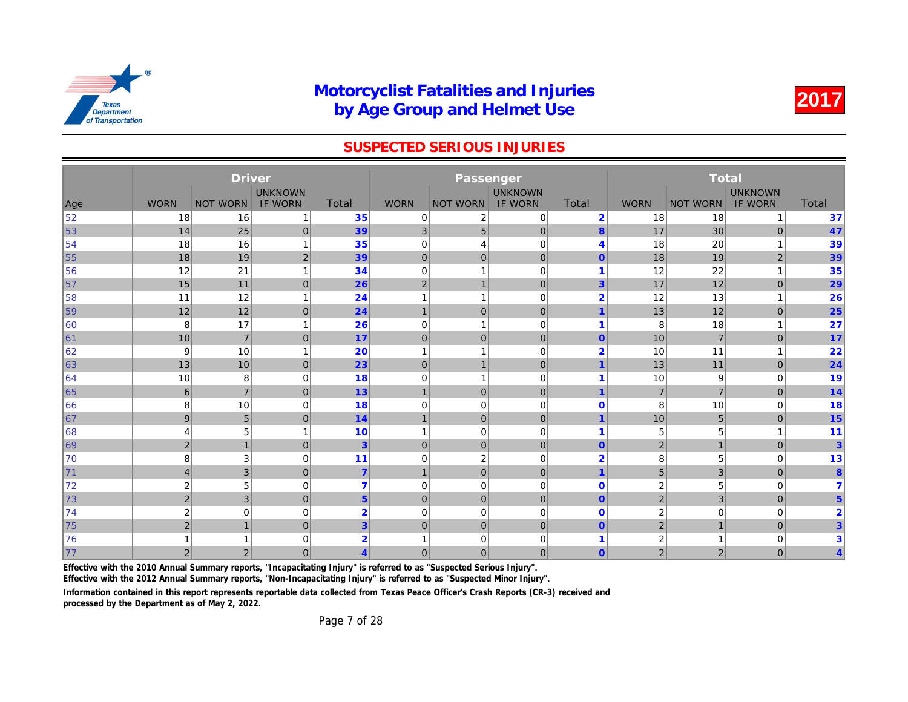# Motorcyclist Fatalities and Injuries by Age Group and Helmet Use

**2017**

## SUSPECTED SERIOUS INJURIES

| | Driver | | | | Passenger | | | | Total | | | |
|---|---|---|---|---|---|---|---|---|---|---|---|---|
| Age | WORN | NOT WORN | UNKNOWN IF WORN | Total | WORN | NOT WORN | UNKNOWN IF WORN | Total | WORN | NOT WORN | UNKNOWN IF WORN | Total |
| 52 | 18 | 16 | 1 | 35 | 0 | 2 | 0 | 2 | 18 | 18 | 1 | 37 |
| 53 | 14 | 25 | 0 | 39 | 3 | 5 | 0 | 8 | 17 | 30 | 0 | 47 |
| 54 | 18 | 16 | 1 | 35 | 0 | 4 | 0 | 4 | 18 | 20 | 1 | 39 |
| 55 | 18 | 19 | 2 | 39 | 0 | 0 | 0 | 0 | 18 | 19 | 2 | 39 |
| 56 | 12 | 21 | 1 | 34 | 0 | 1 | 0 | 1 | 12 | 22 | 1 | 35 |
| 57 | 15 | 11 | 0 | 26 | 2 | 1 | 0 | 3 | 17 | 12 | 0 | 29 |
| 58 | 11 | 12 | 1 | 24 | 1 | 1 | 0 | 2 | 12 | 13 | 1 | 26 |
| 59 | 12 | 12 | 0 | 24 | 1 | 0 | 0 | 1 | 13 | 12 | 0 | 25 |
| 60 | 8 | 17 | 1 | 26 | 0 | 1 | 0 | 1 | 8 | 18 | 1 | 27 |
| 61 | 10 | 7 | 0 | 17 | 0 | 0 | 0 | 0 | 10 | 7 | 0 | 17 |
| 62 | 9 | 10 | 1 | 20 | 1 | 1 | 0 | 2 | 10 | 11 | 1 | 22 |
| 63 | 13 | 10 | 0 | 23 | 0 | 1 | 0 | 1 | 13 | 11 | 0 | 24 |
| 64 | 10 | 8 | 0 | 18 | 0 | 1 | 0 | 1 | 10 | 9 | 0 | 19 |
| 65 | 6 | 7 | 0 | 13 | 1 | 0 | 0 | 1 | 7 | 7 | 0 | 14 |
| 66 | 8 | 10 | 0 | 18 | 0 | 0 | 0 | 0 | 8 | 10 | 0 | 18 |
| 67 | 9 | 5 | 0 | 14 | 1 | 0 | 0 | 1 | 10 | 5 | 0 | 15 |
| 68 | 4 | 5 | 1 | 10 | 1 | 0 | 0 | 1 | 5 | 5 | 1 | 11 |
| 69 | 2 | 1 | 0 | 3 | 0 | 0 | 0 | 0 | 2 | 1 | 0 | 3 |
| 70 | 8 | 3 | 0 | 11 | 0 | 2 | 0 | 2 | 8 | 5 | 0 | 13 |
| 71 | 4 | 3 | 0 | 7 | 1 | 0 | 0 | 1 | 5 | 3 | 0 | 8 |
| 72 | 2 | 5 | 0 | 7 | 0 | 0 | 0 | 0 | 2 | 5 | 0 | 7 |
| 73 | 2 | 3 | 0 | 5 | 0 | 0 | 0 | 0 | 2 | 3 | 0 | 5 |
| 74 | 2 | 0 | 0 | 2 | 0 | 0 | 0 | 0 | 2 | 0 | 0 | 2 |
| 75 | 2 | 1 | 0 | 3 | 0 | 0 | 0 | 0 | 2 | 1 | 0 | 3 |
| 76 | 1 | 1 | 0 | 2 | 1 | 0 | 0 | 1 | 2 | 1 | 0 | 3 |
| 77 | 2 | 2 | 0 | 4 | 0 | 0 | 0 | 0 | 2 | 2 | 0 | 4 |

**Effective with the 2010 Annual Summary reports, "Incapacitating Injury" is referred to as "Suspected Serious Injury".**
**Effective with the 2012 Annual Summary reports, "Non-Incapacitating Injury" is referred to as "Suspected Minor Injury".**

**Information contained in this report represents reportable data collected from Texas Peace Officer's Crash Reports (CR-3) received and processed by the Department as of May 2, 2022.**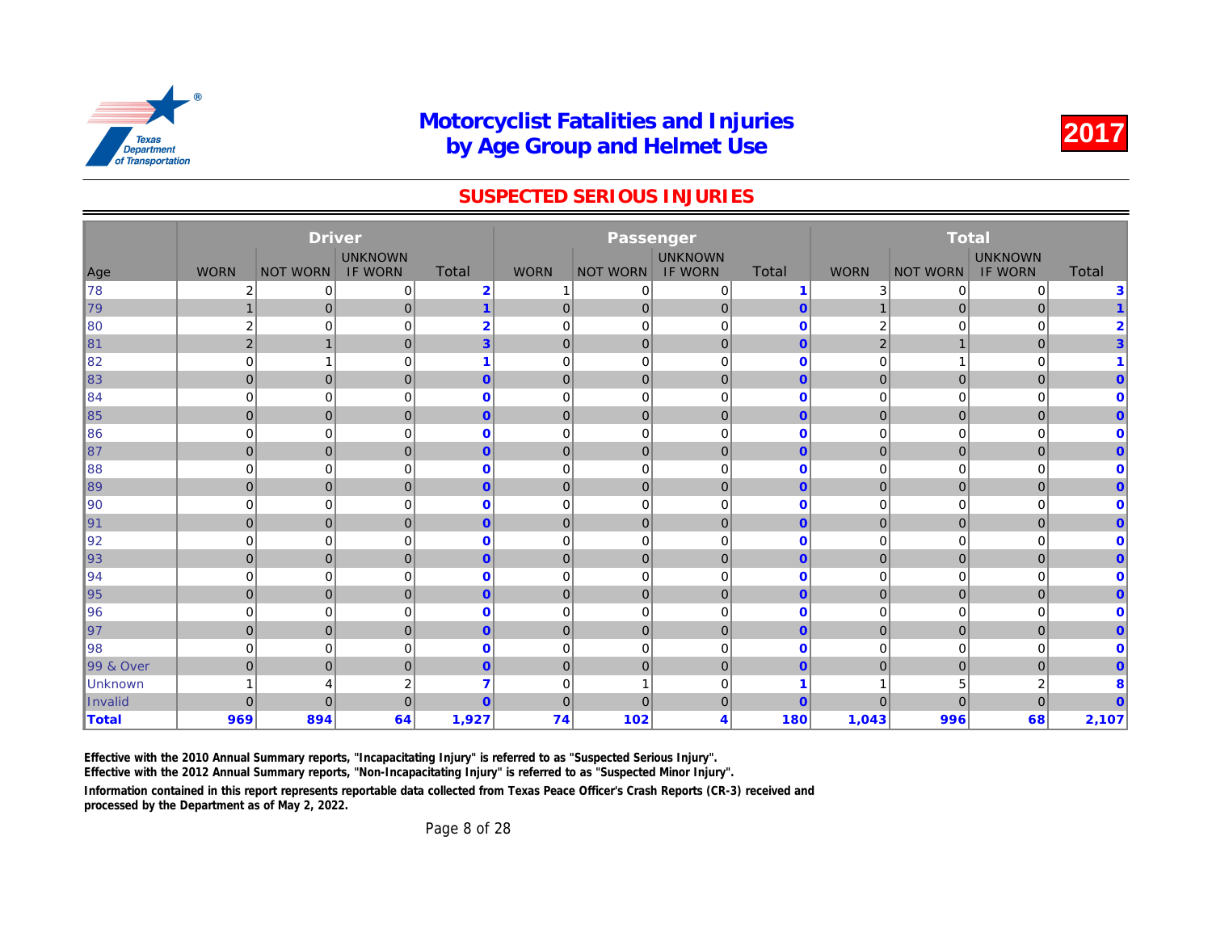Texas Department of Transportation

# Motorcyclist Fatalities and Injuries by Age Group and Helmet Use

**2017**

## SUSPECTED SERIOUS INJURIES

| | Driver | | | | Passenger | | | | Total | | | |
|---|---|---|---|---|---|---|---|---|---|---|---|---|
| Age | WORN | NOT WORN | UNKNOWN IF WORN | Total | WORN | NOT WORN | UNKNOWN IF WORN | Total | WORN | NOT WORN | UNKNOWN IF WORN | Total |
| 78 | 2 | 0 | 0 | 2 | 1 | 0 | 0 | 1 | 3 | 0 | 0 | 3 |
| 79 | 1 | 0 | 0 | 1 | 0 | 0 | 0 | 0 | 1 | 0 | 0 | 1 |
| 80 | 2 | 0 | 0 | 2 | 0 | 0 | 0 | 0 | 2 | 0 | 0 | 2 |
| 81 | 2 | 1 | 0 | 3 | 0 | 0 | 0 | 0 | 2 | 1 | 0 | 3 |
| 82 | 0 | 1 | 0 | 1 | 0 | 0 | 0 | 0 | 0 | 1 | 0 | 1 |
| 83 | 0 | 0 | 0 | 0 | 0 | 0 | 0 | 0 | 0 | 0 | 0 | 0 |
| 84 | 0 | 0 | 0 | 0 | 0 | 0 | 0 | 0 | 0 | 0 | 0 | 0 |
| 85 | 0 | 0 | 0 | 0 | 0 | 0 | 0 | 0 | 0 | 0 | 0 | 0 |
| 86 | 0 | 0 | 0 | 0 | 0 | 0 | 0 | 0 | 0 | 0 | 0 | 0 |
| 87 | 0 | 0 | 0 | 0 | 0 | 0 | 0 | 0 | 0 | 0 | 0 | 0 |
| 88 | 0 | 0 | 0 | 0 | 0 | 0 | 0 | 0 | 0 | 0 | 0 | 0 |
| 89 | 0 | 0 | 0 | 0 | 0 | 0 | 0 | 0 | 0 | 0 | 0 | 0 |
| 90 | 0 | 0 | 0 | 0 | 0 | 0 | 0 | 0 | 0 | 0 | 0 | 0 |
| 91 | 0 | 0 | 0 | 0 | 0 | 0 | 0 | 0 | 0 | 0 | 0 | 0 |
| 92 | 0 | 0 | 0 | 0 | 0 | 0 | 0 | 0 | 0 | 0 | 0 | 0 |
| 93 | 0 | 0 | 0 | 0 | 0 | 0 | 0 | 0 | 0 | 0 | 0 | 0 |
| 94 | 0 | 0 | 0 | 0 | 0 | 0 | 0 | 0 | 0 | 0 | 0 | 0 |
| 95 | 0 | 0 | 0 | 0 | 0 | 0 | 0 | 0 | 0 | 0 | 0 | 0 |
| 96 | 0 | 0 | 0 | 0 | 0 | 0 | 0 | 0 | 0 | 0 | 0 | 0 |
| 97 | 0 | 0 | 0 | 0 | 0 | 0 | 0 | 0 | 0 | 0 | 0 | 0 |
| 98 | 0 | 0 | 0 | 0 | 0 | 0 | 0 | 0 | 0 | 0 | 0 | 0 |
| 99 & Over | 0 | 0 | 0 | 0 | 0 | 0 | 0 | 0 | 0 | 0 | 0 | 0 |
| Unknown | 1 | 4 | 2 | 7 | 0 | 1 | 0 | 1 | 1 | 5 | 2 | 8 |
| Invalid | 0 | 0 | 0 | 0 | 0 | 0 | 0 | 0 | 0 | 0 | 0 | 0 |
| **Total** | **969** | **894** | **64** | **1,927** | **74** | **102** | **4** | **180** | **1,043** | **996** | **68** | **2,107** |

**Effective with the 2010 Annual Summary reports, "Incapacitating Injury" is referred to as "Suspected Serious Injury".**
**Effective with the 2012 Annual Summary reports, "Non-Incapacitating Injury" is referred to as "Suspected Minor Injury".**

**Information contained in this report represents reportable data collected from Texas Peace Officer's Crash Reports (CR-3) received and processed by the Department as of May 2, 2022.**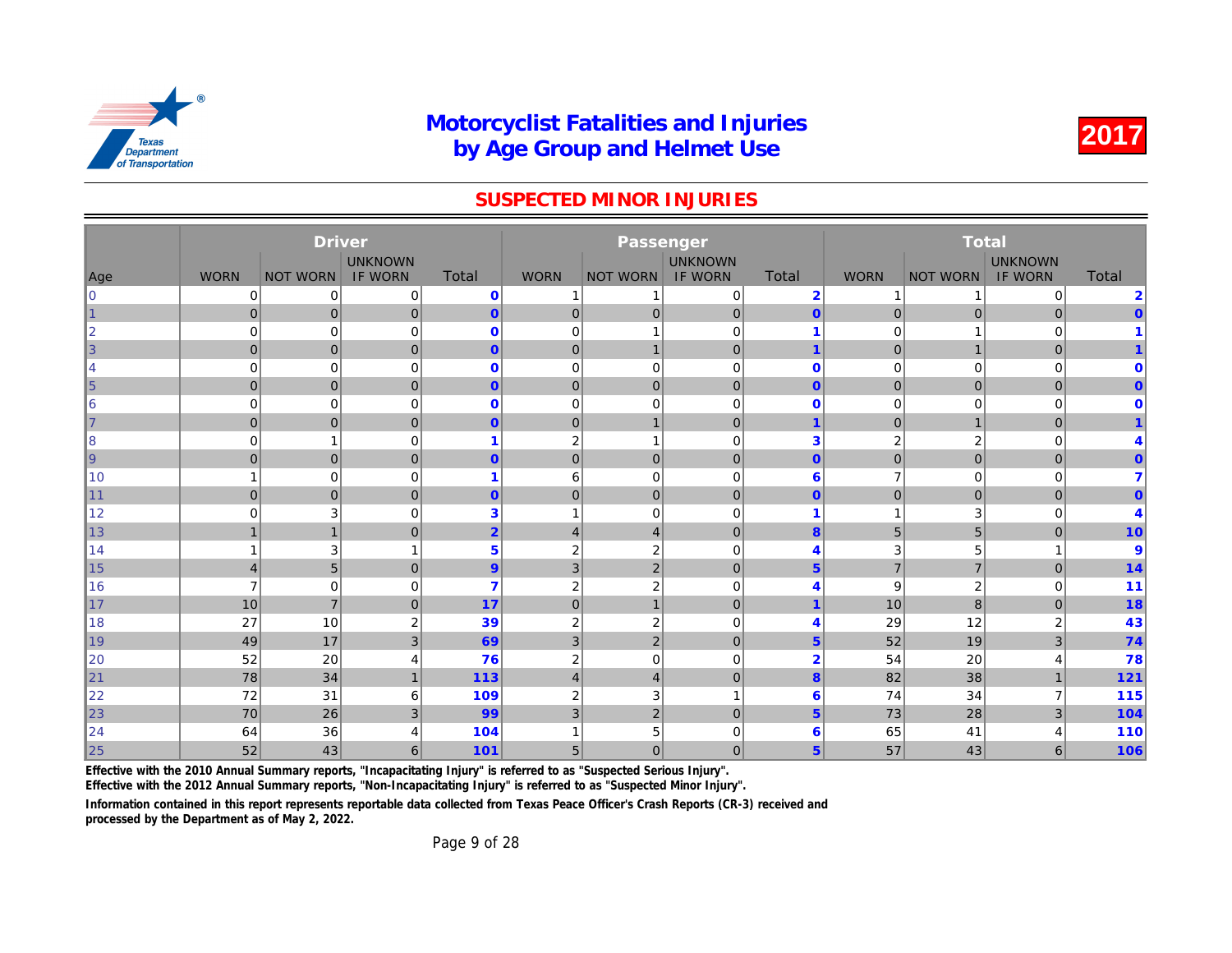# Motorcyclist Fatalities and Injuries by Age Group and Helmet Use

**2017**

## SUSPECTED MINOR INJURIES

| Age | Driver | | | | Passenger | | | | Total | | | |
|---|---|---|---|---|---|---|---|---|---|---|---|---|
| | WORN | NOT WORN | UNKNOWN IF WORN | Total | WORN | NOT WORN | UNKNOWN IF WORN | Total | WORN | NOT WORN | UNKNOWN IF WORN | Total |
| 0 | 0 | 0 | 0 | **0** | 1 | 1 | 0 | **2** | 1 | 1 | 0 | **2** |
| 1 | 0 | 0 | 0 | **0** | 0 | 0 | 0 | **0** | 0 | 0 | 0 | **0** |
| 2 | 0 | 0 | 0 | **0** | 0 | 1 | 0 | **1** | 0 | 1 | 0 | **1** |
| 3 | 0 | 0 | 0 | **0** | 0 | 1 | 0 | **1** | 0 | 1 | 0 | **1** |
| 4 | 0 | 0 | 0 | **0** | 0 | 0 | 0 | **0** | 0 | 0 | 0 | **0** |
| 5 | 0 | 0 | 0 | **0** | 0 | 0 | 0 | **0** | 0 | 0 | 0 | **0** |
| 6 | 0 | 0 | 0 | **0** | 0 | 0 | 0 | **0** | 0 | 0 | 0 | **0** |
| 7 | 0 | 0 | 0 | **0** | 0 | 1 | 0 | **1** | 0 | 1 | 0 | **1** |
| 8 | 0 | 1 | 0 | **1** | 2 | 1 | 0 | **3** | 2 | 2 | 0 | **4** |
| 9 | 0 | 0 | 0 | **0** | 0 | 0 | 0 | **0** | 0 | 0 | 0 | **0** |
| 10 | 1 | 0 | 0 | **1** | 6 | 0 | 0 | **6** | 7 | 0 | 0 | **7** |
| 11 | 0 | 0 | 0 | **0** | 0 | 0 | 0 | **0** | 0 | 0 | 0 | **0** |
| 12 | 0 | 3 | 0 | **3** | 1 | 0 | 0 | **1** | 1 | 3 | 0 | **4** |
| 13 | 1 | 1 | 0 | **2** | 4 | 4 | 0 | **8** | 5 | 5 | 0 | **10** |
| 14 | 1 | 3 | 1 | **5** | 2 | 2 | 0 | **4** | 3 | 5 | 1 | **9** |
| 15 | 4 | 5 | 0 | **9** | 3 | 2 | 0 | **5** | 7 | 7 | 0 | **14** |
| 16 | 7 | 0 | 0 | **7** | 2 | 2 | 0 | **4** | 9 | 2 | 0 | **11** |
| 17 | 10 | 7 | 0 | **17** | 0 | 1 | 0 | **1** | 10 | 8 | 0 | **18** |
| 18 | 27 | 10 | 2 | **39** | 2 | 2 | 0 | **4** | 29 | 12 | 2 | **43** |
| 19 | 49 | 17 | 3 | **69** | 3 | 2 | 0 | **5** | 52 | 19 | 3 | **74** |
| 20 | 52 | 20 | 4 | **76** | 2 | 0 | 0 | **2** | 54 | 20 | 4 | **78** |
| 21 | 78 | 34 | 1 | **113** | 4 | 4 | 0 | **8** | 82 | 38 | 1 | **121** |
| 22 | 72 | 31 | 6 | **109** | 2 | 3 | 1 | **6** | 74 | 34 | 7 | **115** |
| 23 | 70 | 26 | 3 | **99** | 3 | 2 | 0 | **5** | 73 | 28 | 3 | **104** |
| 24 | 64 | 36 | 4 | **104** | 1 | 5 | 0 | **6** | 65 | 41 | 4 | **110** |
| 25 | 52 | 43 | 6 | **101** | 5 | 0 | 0 | **5** | 57 | 43 | 6 | **106** |

**Effective with the 2010 Annual Summary reports, "Incapacitating Injury" is referred to as "Suspected Serious Injury".**
**Effective with the 2012 Annual Summary reports, "Non-Incapacitating Injury" is referred to as "Suspected Minor Injury".**

**Information contained in this report represents reportable data collected from Texas Peace Officer's Crash Reports (CR-3) received and processed by the Department as of May 2, 2022.**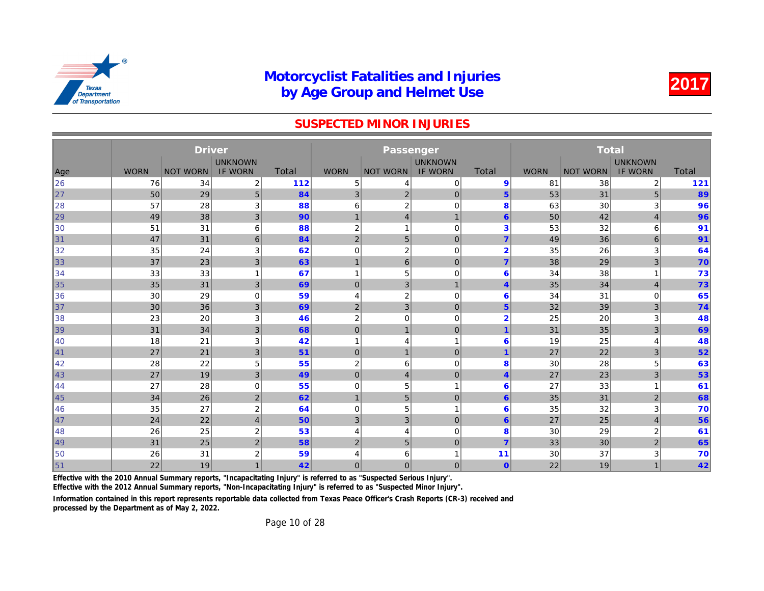# Motorcyclist Fatalities and Injuries by Age Group and Helmet Use

**2017**

## SUSPECTED MINOR INJURIES

| | Driver | | | | Passenger | | | | Total | | | |
|---|---|---|---|---|---|---|---|---|---|---|---|---|
| Age | WORN | NOT WORN | UNKNOWN IF WORN | Total | WORN | NOT WORN | UNKNOWN IF WORN | Total | WORN | NOT WORN | UNKNOWN IF WORN | Total |
| 26 | 76 | 34 | 2 | **112** | 5 | 4 | 0 | **9** | 81 | 38 | 2 | **121** |
| 27 | 50 | 29 | 5 | **84** | 3 | 2 | 0 | **5** | 53 | 31 | 5 | **89** |
| 28 | 57 | 28 | 3 | **88** | 6 | 2 | 0 | **8** | 63 | 30 | 3 | **96** |
| 29 | 49 | 38 | 3 | **90** | 1 | 4 | 1 | **6** | 50 | 42 | 4 | **96** |
| 30 | 51 | 31 | 6 | **88** | 2 | 1 | 0 | **3** | 53 | 32 | 6 | **91** |
| 31 | 47 | 31 | 6 | **84** | 2 | 5 | 0 | **7** | 49 | 36 | 6 | **91** |
| 32 | 35 | 24 | 3 | **62** | 0 | 2 | 0 | **2** | 35 | 26 | 3 | **64** |
| 33 | 37 | 23 | 3 | **63** | 1 | 6 | 0 | **7** | 38 | 29 | 3 | **70** |
| 34 | 33 | 33 | 1 | **67** | 1 | 5 | 0 | **6** | 34 | 38 | 1 | **73** |
| 35 | 35 | 31 | 3 | **69** | 0 | 3 | 1 | **4** | 35 | 34 | 4 | **73** |
| 36 | 30 | 29 | 0 | **59** | 4 | 2 | 0 | **6** | 34 | 31 | 0 | **65** |
| 37 | 30 | 36 | 3 | **69** | 2 | 3 | 0 | **5** | 32 | 39 | 3 | **74** |
| 38 | 23 | 20 | 3 | **46** | 2 | 0 | 0 | **2** | 25 | 20 | 3 | **48** |
| 39 | 31 | 34 | 3 | **68** | 0 | 1 | 0 | **1** | 31 | 35 | 3 | **69** |
| 40 | 18 | 21 | 3 | **42** | 1 | 4 | 1 | **6** | 19 | 25 | 4 | **48** |
| 41 | 27 | 21 | 3 | **51** | 0 | 1 | 0 | **1** | 27 | 22 | 3 | **52** |
| 42 | 28 | 22 | 5 | **55** | 2 | 6 | 0 | **8** | 30 | 28 | 5 | **63** |
| 43 | 27 | 19 | 3 | **49** | 0 | 4 | 0 | **4** | 27 | 23 | 3 | **53** |
| 44 | 27 | 28 | 0 | **55** | 0 | 5 | 1 | **6** | 27 | 33 | 1 | **61** |
| 45 | 34 | 26 | 2 | **62** | 1 | 5 | 0 | **6** | 35 | 31 | 2 | **68** |
| 46 | 35 | 27 | 2 | **64** | 0 | 5 | 1 | **6** | 35 | 32 | 3 | **70** |
| 47 | 24 | 22 | 4 | **50** | 3 | 3 | 0 | **6** | 27 | 25 | 4 | **56** |
| 48 | 26 | 25 | 2 | **53** | 4 | 4 | 0 | **8** | 30 | 29 | 2 | **61** |
| 49 | 31 | 25 | 2 | **58** | 2 | 5 | 0 | **7** | 33 | 30 | 2 | **65** |
| 50 | 26 | 31 | 2 | **59** | 4 | 6 | 1 | **11** | 30 | 37 | 3 | **70** |
| 51 | 22 | 19 | 1 | **42** | 0 | 0 | 0 | **0** | 22 | 19 | 1 | **42** |

**Effective with the 2010 Annual Summary reports, "Incapacitating Injury" is referred to as "Suspected Serious Injury".**

**Effective with the 2012 Annual Summary reports, "Non-Incapacitating Injury" is referred to as "Suspected Minor Injury".**

**Information contained in this report represents reportable data collected from Texas Peace Officer's Crash Reports (CR-3) received and processed by the Department as of May 2, 2022.**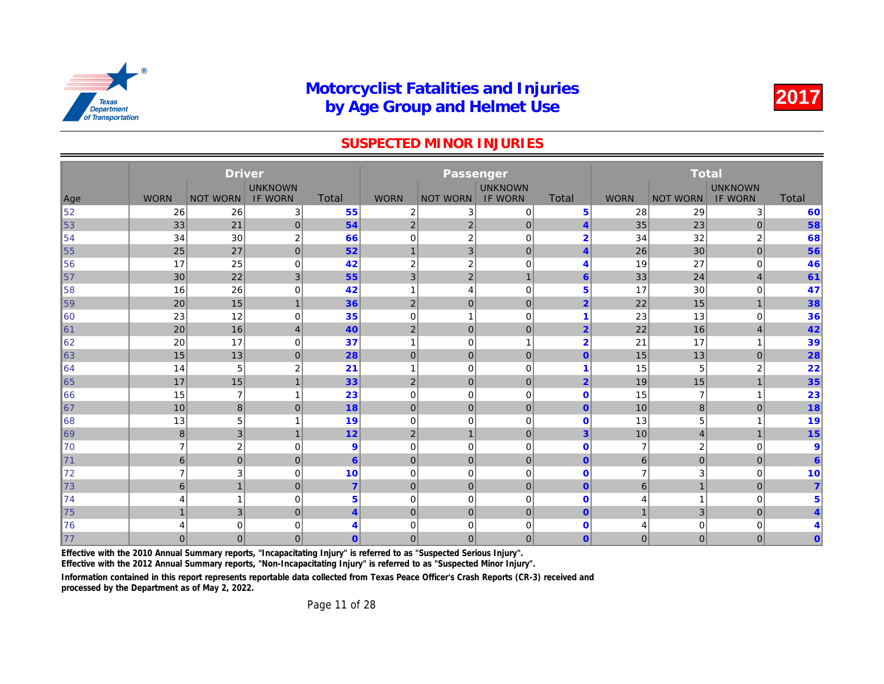# Motorcyclist Fatalities and Injuries by Age Group and Helmet Use

**2017**

## SUSPECTED MINOR INJURIES

| | Driver | | | | Passenger | | | | Total | | | |
|---|---|---|---|---|---|---|---|---|---|---|---|---|
| Age | WORN | NOT WORN | UNKNOWN IF WORN | Total | WORN | NOT WORN | UNKNOWN IF WORN | Total | WORN | NOT WORN | UNKNOWN IF WORN | Total |
| 52 | 26 | 26 | 3 | 55 | 2 | 3 | 0 | 5 | 28 | 29 | 3 | 60 |
| 53 | 33 | 21 | 0 | 54 | 2 | 2 | 0 | 4 | 35 | 23 | 0 | 58 |
| 54 | 34 | 30 | 2 | 66 | 0 | 2 | 0 | 2 | 34 | 32 | 2 | 68 |
| 55 | 25 | 27 | 0 | 52 | 1 | 3 | 0 | 4 | 26 | 30 | 0 | 56 |
| 56 | 17 | 25 | 0 | 42 | 2 | 2 | 0 | 4 | 19 | 27 | 0 | 46 |
| 57 | 30 | 22 | 3 | 55 | 3 | 2 | 1 | 6 | 33 | 24 | 4 | 61 |
| 58 | 16 | 26 | 0 | 42 | 1 | 4 | 0 | 5 | 17 | 30 | 0 | 47 |
| 59 | 20 | 15 | 1 | 36 | 2 | 0 | 0 | 2 | 22 | 15 | 1 | 38 |
| 60 | 23 | 12 | 0 | 35 | 0 | 1 | 0 | 1 | 23 | 13 | 0 | 36 |
| 61 | 20 | 16 | 4 | 40 | 2 | 0 | 0 | 2 | 22 | 16 | 4 | 42 |
| 62 | 20 | 17 | 0 | 37 | 1 | 0 | 1 | 2 | 21 | 17 | 1 | 39 |
| 63 | 15 | 13 | 0 | 28 | 0 | 0 | 0 | 0 | 15 | 13 | 0 | 28 |
| 64 | 14 | 5 | 2 | 21 | 1 | 0 | 0 | 1 | 15 | 5 | 2 | 22 |
| 65 | 17 | 15 | 1 | 33 | 2 | 0 | 0 | 2 | 19 | 15 | 1 | 35 |
| 66 | 15 | 7 | 1 | 23 | 0 | 0 | 0 | 0 | 15 | 7 | 1 | 23 |
| 67 | 10 | 8 | 0 | 18 | 0 | 0 | 0 | 0 | 10 | 8 | 0 | 18 |
| 68 | 13 | 5 | 1 | 19 | 0 | 0 | 0 | 0 | 13 | 5 | 1 | 19 |
| 69 | 8 | 3 | 1 | 12 | 2 | 1 | 0 | 3 | 10 | 4 | 1 | 15 |
| 70 | 7 | 2 | 0 | 9 | 0 | 0 | 0 | 0 | 7 | 2 | 0 | 9 |
| 71 | 6 | 0 | 0 | 6 | 0 | 0 | 0 | 0 | 6 | 0 | 0 | 6 |
| 72 | 7 | 3 | 0 | 10 | 0 | 0 | 0 | 0 | 7 | 3 | 0 | 10 |
| 73 | 6 | 1 | 0 | 7 | 0 | 0 | 0 | 0 | 6 | 1 | 0 | 7 |
| 74 | 4 | 1 | 0 | 5 | 0 | 0 | 0 | 0 | 4 | 1 | 0 | 5 |
| 75 | 1 | 3 | 0 | 4 | 0 | 0 | 0 | 0 | 1 | 3 | 0 | 4 |
| 76 | 4 | 0 | 0 | 4 | 0 | 0 | 0 | 0 | 4 | 0 | 0 | 4 |
| 77 | 0 | 0 | 0 | 0 | 0 | 0 | 0 | 0 | 0 | 0 | 0 | 0 |

**Effective with the 2010 Annual Summary reports, "Incapacitating Injury" is referred to as "Suspected Serious Injury".**
**Effective with the 2012 Annual Summary reports, "Non-Incapacitating Injury" is referred to as "Suspected Minor Injury".**

**Information contained in this report represents reportable data collected from Texas Peace Officer's Crash Reports (CR-3) received and processed by the Department as of May 2, 2022.**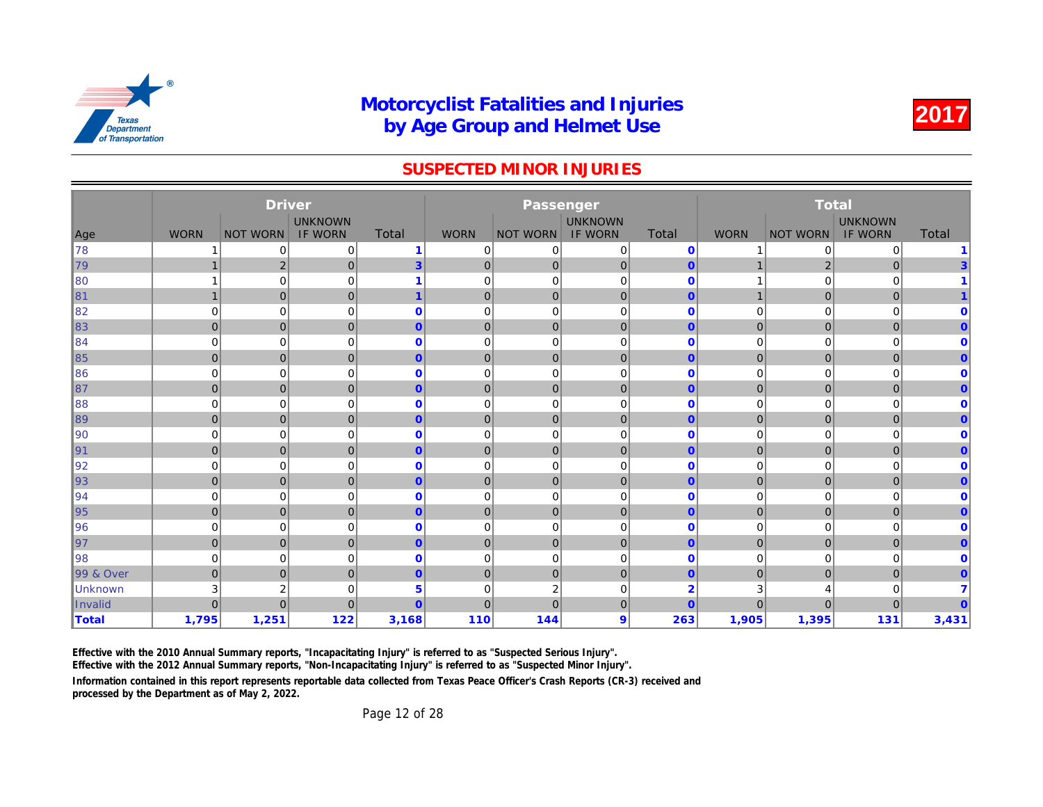Texas Department of Transportation

# Motorcyclist Fatalities and Injuries by Age Group and Helmet Use

**2017**

## SUSPECTED MINOR INJURIES

| | Driver | | | | Passenger | | | | Total | | | |
|---|---|---|---|---|---|---|---|---|---|---|---|---|
| Age | WORN | NOT WORN | UNKNOWN IF WORN | Total | WORN | NOT WORN | UNKNOWN IF WORN | Total | WORN | NOT WORN | UNKNOWN IF WORN | Total |
| 78 | 1 | 0 | 0 | 1 | 0 | 0 | 0 | 0 | 1 | 0 | 0 | 1 |
| 79 | 1 | 2 | 0 | 3 | 0 | 0 | 0 | 0 | 1 | 2 | 0 | 3 |
| 80 | 1 | 0 | 0 | 1 | 0 | 0 | 0 | 0 | 1 | 0 | 0 | 1 |
| 81 | 1 | 0 | 0 | 1 | 0 | 0 | 0 | 0 | 1 | 0 | 0 | 1 |
| 82 | 0 | 0 | 0 | 0 | 0 | 0 | 0 | 0 | 0 | 0 | 0 | 0 |
| 83 | 0 | 0 | 0 | 0 | 0 | 0 | 0 | 0 | 0 | 0 | 0 | 0 |
| 84 | 0 | 0 | 0 | 0 | 0 | 0 | 0 | 0 | 0 | 0 | 0 | 0 |
| 85 | 0 | 0 | 0 | 0 | 0 | 0 | 0 | 0 | 0 | 0 | 0 | 0 |
| 86 | 0 | 0 | 0 | 0 | 0 | 0 | 0 | 0 | 0 | 0 | 0 | 0 |
| 87 | 0 | 0 | 0 | 0 | 0 | 0 | 0 | 0 | 0 | 0 | 0 | 0 |
| 88 | 0 | 0 | 0 | 0 | 0 | 0 | 0 | 0 | 0 | 0 | 0 | 0 |
| 89 | 0 | 0 | 0 | 0 | 0 | 0 | 0 | 0 | 0 | 0 | 0 | 0 |
| 90 | 0 | 0 | 0 | 0 | 0 | 0 | 0 | 0 | 0 | 0 | 0 | 0 |
| 91 | 0 | 0 | 0 | 0 | 0 | 0 | 0 | 0 | 0 | 0 | 0 | 0 |
| 92 | 0 | 0 | 0 | 0 | 0 | 0 | 0 | 0 | 0 | 0 | 0 | 0 |
| 93 | 0 | 0 | 0 | 0 | 0 | 0 | 0 | 0 | 0 | 0 | 0 | 0 |
| 94 | 0 | 0 | 0 | 0 | 0 | 0 | 0 | 0 | 0 | 0 | 0 | 0 |
| 95 | 0 | 0 | 0 | 0 | 0 | 0 | 0 | 0 | 0 | 0 | 0 | 0 |
| 96 | 0 | 0 | 0 | 0 | 0 | 0 | 0 | 0 | 0 | 0 | 0 | 0 |
| 97 | 0 | 0 | 0 | 0 | 0 | 0 | 0 | 0 | 0 | 0 | 0 | 0 |
| 98 | 0 | 0 | 0 | 0 | 0 | 0 | 0 | 0 | 0 | 0 | 0 | 0 |
| 99 & Over | 0 | 0 | 0 | 0 | 0 | 0 | 0 | 0 | 0 | 0 | 0 | 0 |
| Unknown | 3 | 2 | 0 | 5 | 0 | 2 | 0 | 2 | 3 | 4 | 0 | 7 |
| Invalid | 0 | 0 | 0 | 0 | 0 | 0 | 0 | 0 | 0 | 0 | 0 | 0 |
| **Total** | **1,795** | **1,251** | **122** | **3,168** | **110** | **144** | **9** | **263** | **1,905** | **1,395** | **131** | **3,431** |

**Effective with the 2010 Annual Summary reports, "Incapacitating Injury" is referred to as "Suspected Serious Injury".**
**Effective with the 2012 Annual Summary reports, "Non-Incapacitating Injury" is referred to as "Suspected Minor Injury".**

**Information contained in this report represents reportable data collected from Texas Peace Officer's Crash Reports (CR-3) received and processed by the Department as of May 2, 2022.**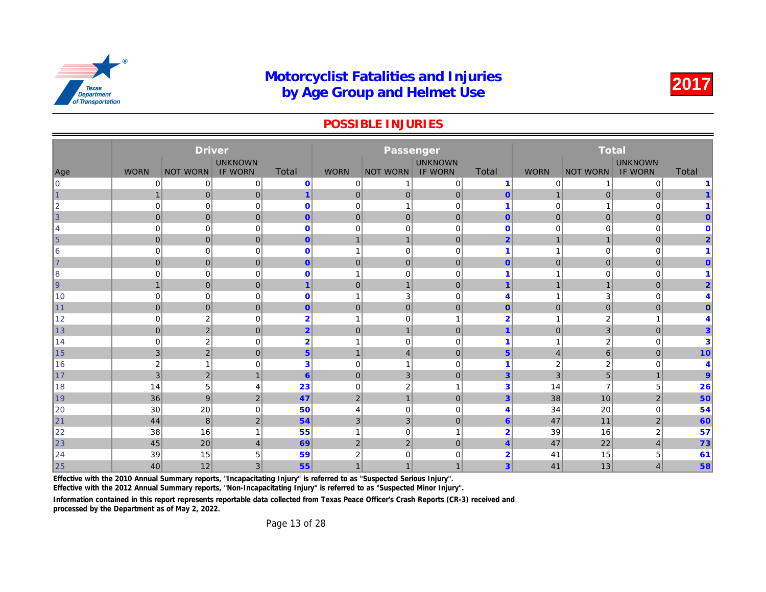# Motorcyclist Fatalities and Injuries by Age Group and Helmet Use

**2017**

## POSSIBLE INJURIES

| Age | Driver | | | | Passenger | | | | Total | | | |
|---|---|---|---|---|---|---|---|---|---|---|---|---|
| | WORN | NOT WORN | UNKNOWN IF WORN | Total | WORN | NOT WORN | UNKNOWN IF WORN | Total | WORN | NOT WORN | UNKNOWN IF WORN | Total |
| 0 | 0 | 0 | 0 | **0** | 0 | 1 | 0 | **1** | 0 | 1 | 0 | **1** |
| 1 | 1 | 0 | 0 | **1** | 0 | 0 | 0 | **0** | 1 | 0 | 0 | **1** |
| 2 | 0 | 0 | 0 | **0** | 0 | 1 | 0 | **1** | 0 | 1 | 0 | **1** |
| 3 | 0 | 0 | 0 | **0** | 0 | 0 | 0 | **0** | 0 | 0 | 0 | **0** |
| 4 | 0 | 0 | 0 | **0** | 0 | 0 | 0 | **0** | 0 | 0 | 0 | **0** |
| 5 | 0 | 0 | 0 | **0** | 1 | 1 | 0 | **2** | 1 | 1 | 0 | **2** |
| 6 | 0 | 0 | 0 | **0** | 1 | 0 | 0 | **1** | 1 | 0 | 0 | **1** |
| 7 | 0 | 0 | 0 | **0** | 0 | 0 | 0 | **0** | 0 | 0 | 0 | **0** |
| 8 | 0 | 0 | 0 | **0** | 1 | 0 | 0 | **1** | 1 | 0 | 0 | **1** |
| 9 | 1 | 0 | 0 | **1** | 0 | 1 | 0 | **1** | 1 | 1 | 0 | **2** |
| 10 | 0 | 0 | 0 | **0** | 1 | 3 | 0 | **4** | 1 | 3 | 0 | **4** |
| 11 | 0 | 0 | 0 | **0** | 0 | 0 | 0 | **0** | 0 | 0 | 0 | **0** |
| 12 | 0 | 2 | 0 | **2** | 1 | 0 | 1 | **2** | 1 | 2 | 1 | **4** |
| 13 | 0 | 2 | 0 | **2** | 0 | 1 | 0 | **1** | 0 | 3 | 0 | **3** |
| 14 | 0 | 2 | 0 | **2** | 1 | 0 | 0 | **1** | 1 | 2 | 0 | **3** |
| 15 | 3 | 2 | 0 | **5** | 1 | 4 | 0 | **5** | 4 | 6 | 0 | **10** |
| 16 | 2 | 1 | 0 | **3** | 0 | 1 | 0 | **1** | 2 | 2 | 0 | **4** |
| 17 | 3 | 2 | 1 | **6** | 0 | 3 | 0 | **3** | 3 | 5 | 1 | **9** |
| 18 | 14 | 5 | 4 | **23** | 0 | 2 | 1 | **3** | 14 | 7 | 5 | **26** |
| 19 | 36 | 9 | 2 | **47** | 2 | 1 | 0 | **3** | 38 | 10 | 2 | **50** |
| 20 | 30 | 20 | 0 | **50** | 4 | 0 | 0 | **4** | 34 | 20 | 0 | **54** |
| 21 | 44 | 8 | 2 | **54** | 3 | 3 | 0 | **6** | 47 | 11 | 2 | **60** |
| 22 | 38 | 16 | 1 | **55** | 1 | 0 | 1 | **2** | 39 | 16 | 2 | **57** |
| 23 | 45 | 20 | 4 | **69** | 2 | 2 | 0 | **4** | 47 | 22 | 4 | **73** |
| 24 | 39 | 15 | 5 | **59** | 2 | 0 | 0 | **2** | 41 | 15 | 5 | **61** |
| 25 | 40 | 12 | 3 | **55** | 1 | 1 | 1 | **3** | 41 | 13 | 4 | **58** |

**Effective with the 2010 Annual Summary reports, "Incapacitating Injury" is referred to as "Suspected Serious Injury".**
**Effective with the 2012 Annual Summary reports, "Non-Incapacitating Injury" is referred to as "Suspected Minor Injury".**

**Information contained in this report represents reportable data collected from Texas Peace Officer's Crash Reports (CR-3) received and processed by the Department as of May 2, 2022.**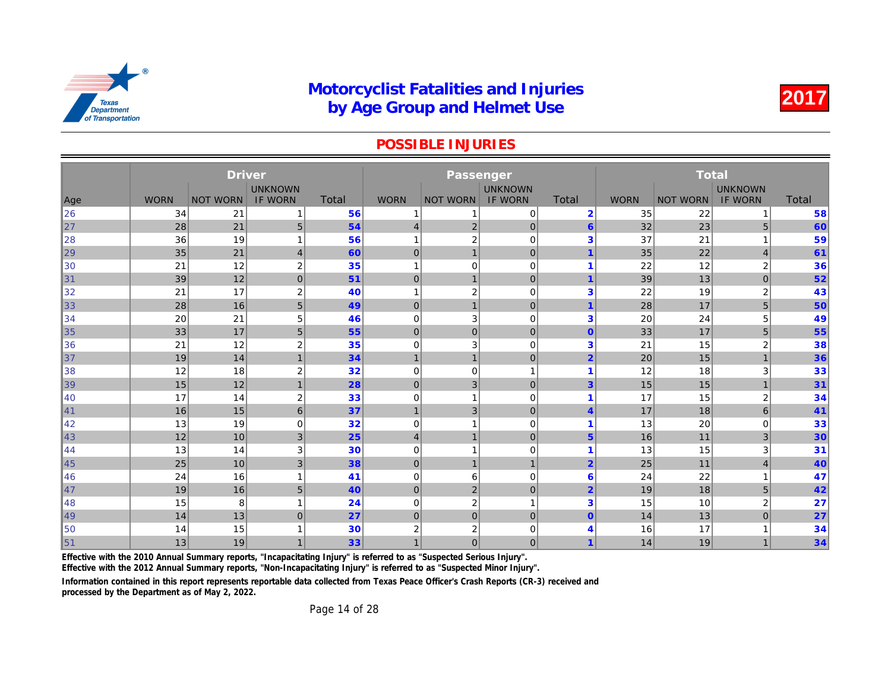Texas Department of Transportation

# Motorcyclist Fatalities and Injuries by Age Group and Helmet Use

2017

## POSSIBLE INJURIES

| | Driver | | | | Passenger | | | | Total | | | |
|---|---|---|---|---|---|---|---|---|---|---|---|---|
| Age | WORN | NOT WORN | UNKNOWN IF WORN | Total | WORN | NOT WORN | UNKNOWN IF WORN | Total | WORN | NOT WORN | UNKNOWN IF WORN | Total |
| 26 | 34 | 21 | 1 | 56 | 1 | 1 | 0 | 2 | 35 | 22 | 1 | 58 |
| 27 | 28 | 21 | 5 | 54 | 4 | 2 | 0 | 6 | 32 | 23 | 5 | 60 |
| 28 | 36 | 19 | 1 | 56 | 1 | 2 | 0 | 3 | 37 | 21 | 1 | 59 |
| 29 | 35 | 21 | 4 | 60 | 0 | 1 | 0 | 1 | 35 | 22 | 4 | 61 |
| 30 | 21 | 12 | 2 | 35 | 1 | 0 | 0 | 1 | 22 | 12 | 2 | 36 |
| 31 | 39 | 12 | 0 | 51 | 0 | 1 | 0 | 1 | 39 | 13 | 0 | 52 |
| 32 | 21 | 17 | 2 | 40 | 1 | 2 | 0 | 3 | 22 | 19 | 2 | 43 |
| 33 | 28 | 16 | 5 | 49 | 0 | 1 | 0 | 1 | 28 | 17 | 5 | 50 |
| 34 | 20 | 21 | 5 | 46 | 0 | 3 | 0 | 3 | 20 | 24 | 5 | 49 |
| 35 | 33 | 17 | 5 | 55 | 0 | 0 | 0 | 0 | 33 | 17 | 5 | 55 |
| 36 | 21 | 12 | 2 | 35 | 0 | 3 | 0 | 3 | 21 | 15 | 2 | 38 |
| 37 | 19 | 14 | 1 | 34 | 1 | 1 | 0 | 2 | 20 | 15 | 1 | 36 |
| 38 | 12 | 18 | 2 | 32 | 0 | 0 | 1 | 1 | 12 | 18 | 3 | 33 |
| 39 | 15 | 12 | 1 | 28 | 0 | 3 | 0 | 3 | 15 | 15 | 1 | 31 |
| 40 | 17 | 14 | 2 | 33 | 0 | 1 | 0 | 1 | 17 | 15 | 2 | 34 |
| 41 | 16 | 15 | 6 | 37 | 1 | 3 | 0 | 4 | 17 | 18 | 6 | 41 |
| 42 | 13 | 19 | 0 | 32 | 0 | 1 | 0 | 1 | 13 | 20 | 0 | 33 |
| 43 | 12 | 10 | 3 | 25 | 4 | 1 | 0 | 5 | 16 | 11 | 3 | 30 |
| 44 | 13 | 14 | 3 | 30 | 0 | 1 | 0 | 1 | 13 | 15 | 3 | 31 |
| 45 | 25 | 10 | 3 | 38 | 0 | 1 | 1 | 2 | 25 | 11 | 4 | 40 |
| 46 | 24 | 16 | 1 | 41 | 0 | 6 | 0 | 6 | 24 | 22 | 1 | 47 |
| 47 | 19 | 16 | 5 | 40 | 0 | 2 | 0 | 2 | 19 | 18 | 5 | 42 |
| 48 | 15 | 8 | 1 | 24 | 0 | 2 | 1 | 3 | 15 | 10 | 2 | 27 |
| 49 | 14 | 13 | 0 | 27 | 0 | 0 | 0 | 0 | 14 | 13 | 0 | 27 |
| 50 | 14 | 15 | 1 | 30 | 2 | 2 | 0 | 4 | 16 | 17 | 1 | 34 |
| 51 | 13 | 19 | 1 | 33 | 1 | 0 | 0 | 1 | 14 | 19 | 1 | 34 |

**Effective with the 2010 Annual Summary reports, "Incapacitating Injury" is referred to as "Suspected Serious Injury".**

**Effective with the 2012 Annual Summary reports, "Non-Incapacitating Injury" is referred to as "Suspected Minor Injury".**

**Information contained in this report represents reportable data collected from Texas Peace Officer's Crash Reports (CR-3) received and processed by the Department as of May 2, 2022.**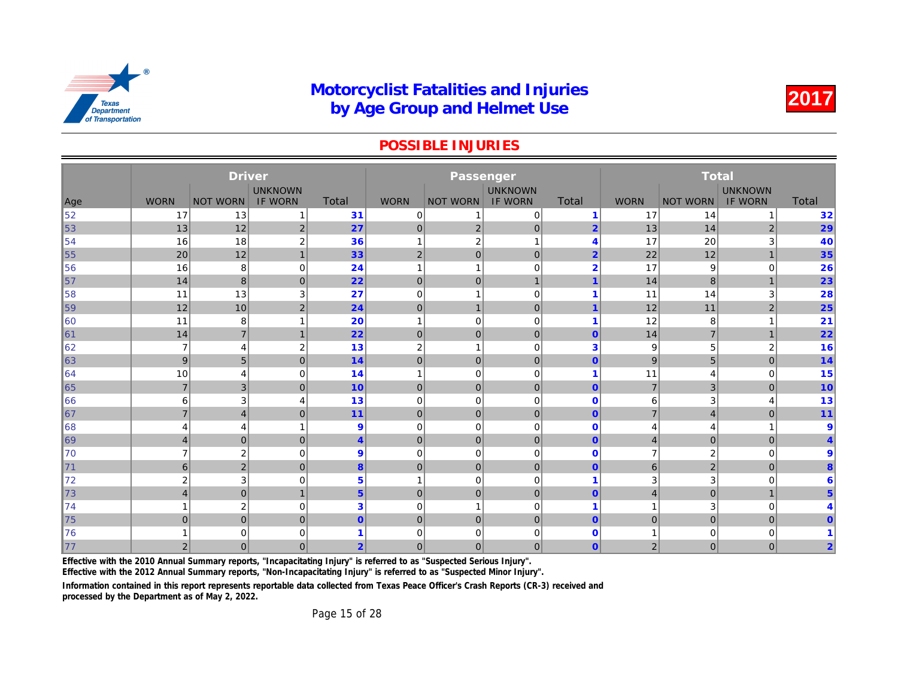# Motorcyclist Fatalities and Injuries by Age Group and Helmet Use

**2017**

## POSSIBLE INJURIES

| Age | Driver | | | | Passenger | | | | Total | | | |
|---|---|---|---|---|---|---|---|---|---|---|---|---|
| | WORN | NOT WORN | UNKNOWN IF WORN | Total | WORN | NOT WORN | UNKNOWN IF WORN | Total | WORN | NOT WORN | UNKNOWN IF WORN | Total |
| 52 | 17 | 13 | 1 | 31 | 0 | 1 | 0 | 1 | 17 | 14 | 1 | 32 |
| 53 | 13 | 12 | 2 | 27 | 0 | 2 | 0 | 2 | 13 | 14 | 2 | 29 |
| 54 | 16 | 18 | 2 | 36 | 1 | 2 | 1 | 4 | 17 | 20 | 3 | 40 |
| 55 | 20 | 12 | 1 | 33 | 2 | 0 | 0 | 2 | 22 | 12 | 1 | 35 |
| 56 | 16 | 8 | 0 | 24 | 1 | 1 | 0 | 2 | 17 | 9 | 0 | 26 |
| 57 | 14 | 8 | 0 | 22 | 0 | 0 | 1 | 1 | 14 | 8 | 1 | 23 |
| 58 | 11 | 13 | 3 | 27 | 0 | 1 | 0 | 1 | 11 | 14 | 3 | 28 |
| 59 | 12 | 10 | 2 | 24 | 0 | 1 | 0 | 1 | 12 | 11 | 2 | 25 |
| 60 | 11 | 8 | 1 | 20 | 1 | 0 | 0 | 1 | 12 | 8 | 1 | 21 |
| 61 | 14 | 7 | 1 | 22 | 0 | 0 | 0 | 0 | 14 | 7 | 1 | 22 |
| 62 | 7 | 4 | 2 | 13 | 2 | 1 | 0 | 3 | 9 | 5 | 2 | 16 |
| 63 | 9 | 5 | 0 | 14 | 0 | 0 | 0 | 0 | 9 | 5 | 0 | 14 |
| 64 | 10 | 4 | 0 | 14 | 1 | 0 | 0 | 1 | 11 | 4 | 0 | 15 |
| 65 | 7 | 3 | 0 | 10 | 0 | 0 | 0 | 0 | 7 | 3 | 0 | 10 |
| 66 | 6 | 3 | 4 | 13 | 0 | 0 | 0 | 0 | 6 | 3 | 4 | 13 |
| 67 | 7 | 4 | 0 | 11 | 0 | 0 | 0 | 0 | 7 | 4 | 0 | 11 |
| 68 | 4 | 4 | 1 | 9 | 0 | 0 | 0 | 0 | 4 | 4 | 1 | 9 |
| 69 | 4 | 0 | 0 | 4 | 0 | 0 | 0 | 0 | 4 | 0 | 0 | 4 |
| 70 | 7 | 2 | 0 | 9 | 0 | 0 | 0 | 0 | 7 | 2 | 0 | 9 |
| 71 | 6 | 2 | 0 | 8 | 0 | 0 | 0 | 0 | 6 | 2 | 0 | 8 |
| 72 | 2 | 3 | 0 | 5 | 1 | 0 | 0 | 1 | 3 | 3 | 0 | 6 |
| 73 | 4 | 0 | 1 | 5 | 0 | 0 | 0 | 0 | 4 | 0 | 1 | 5 |
| 74 | 1 | 2 | 0 | 3 | 0 | 1 | 0 | 1 | 1 | 3 | 0 | 4 |
| 75 | 0 | 0 | 0 | 0 | 0 | 0 | 0 | 0 | 0 | 0 | 0 | 0 |
| 76 | 1 | 0 | 0 | 1 | 0 | 0 | 0 | 0 | 1 | 0 | 0 | 1 |
| 77 | 2 | 0 | 0 | 2 | 0 | 0 | 0 | 0 | 2 | 0 | 0 | 2 |

**Effective with the 2010 Annual Summary reports, "Incapacitating Injury" is referred to as "Suspected Serious Injury".**
**Effective with the 2012 Annual Summary reports, "Non-Incapacitating Injury" is referred to as "Suspected Minor Injury".**

**Information contained in this report represents reportable data collected from Texas Peace Officer's Crash Reports (CR-3) received and processed by the Department as of May 2, 2022.**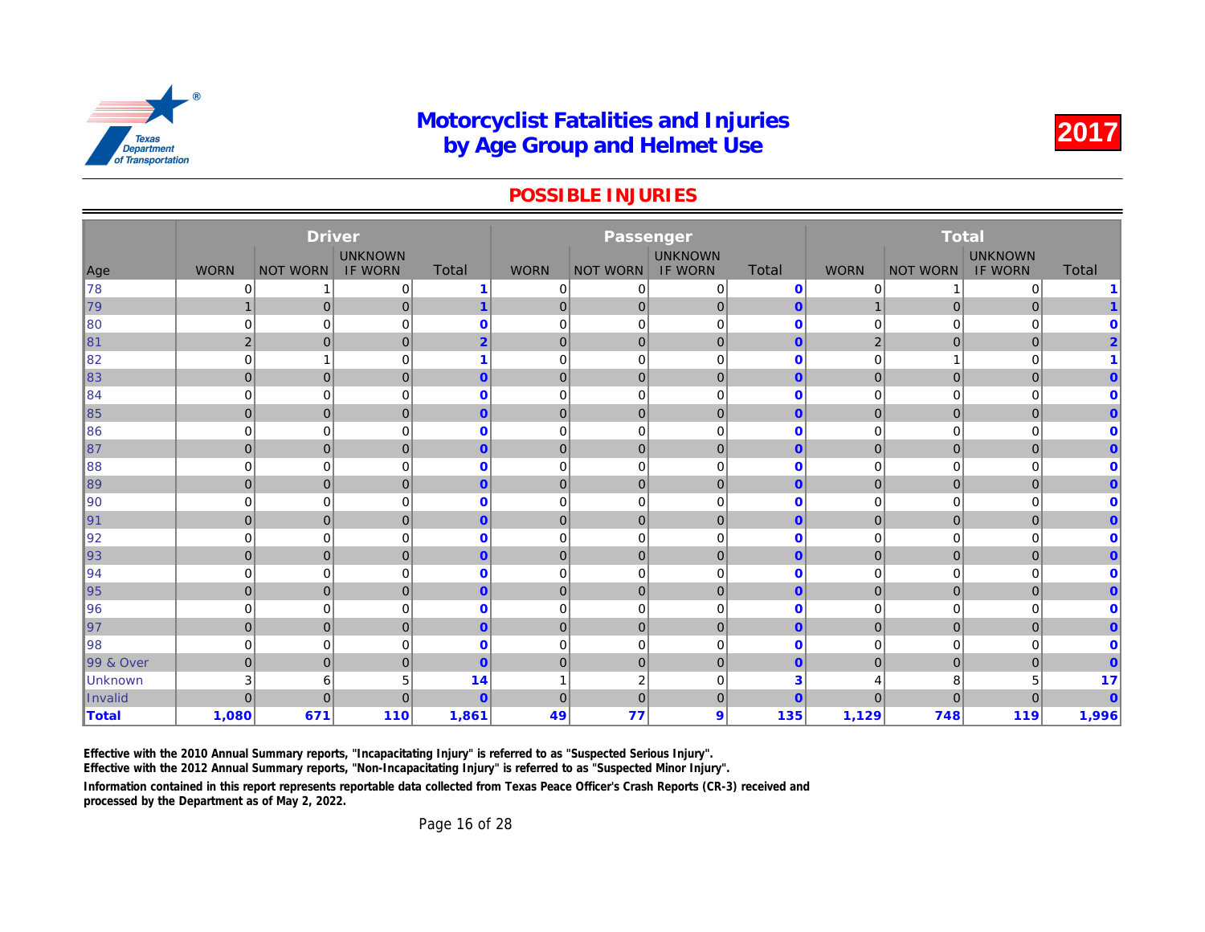# Motorcyclist Fatalities and Injuries by Age Group and Helmet Use

**2017**

## POSSIBLE INJURIES

| | Driver | | | | Passenger | | | | Total | | | |
|---|---|---|---|---|---|---|---|---|---|---|---|---|
| Age | WORN | NOT WORN | UNKNOWN IF WORN | Total | WORN | NOT WORN | UNKNOWN IF WORN | Total | WORN | NOT WORN | UNKNOWN IF WORN | Total |
| 78 | 0 | 1 | 0 | **1** | 0 | 0 | 0 | **0** | 0 | 1 | 0 | **1** |
| 79 | 1 | 0 | 0 | **1** | 0 | 0 | 0 | **0** | 1 | 0 | 0 | **1** |
| 80 | 0 | 0 | 0 | **0** | 0 | 0 | 0 | **0** | 0 | 0 | 0 | **0** |
| 81 | 2 | 0 | 0 | **2** | 0 | 0 | 0 | **0** | 2 | 0 | 0 | **2** |
| 82 | 0 | 1 | 0 | **1** | 0 | 0 | 0 | **0** | 0 | 1 | 0 | **1** |
| 83 | 0 | 0 | 0 | **0** | 0 | 0 | 0 | **0** | 0 | 0 | 0 | **0** |
| 84 | 0 | 0 | 0 | **0** | 0 | 0 | 0 | **0** | 0 | 0 | 0 | **0** |
| 85 | 0 | 0 | 0 | **0** | 0 | 0 | 0 | **0** | 0 | 0 | 0 | **0** |
| 86 | 0 | 0 | 0 | **0** | 0 | 0 | 0 | **0** | 0 | 0 | 0 | **0** |
| 87 | 0 | 0 | 0 | **0** | 0 | 0 | 0 | **0** | 0 | 0 | 0 | **0** |
| 88 | 0 | 0 | 0 | **0** | 0 | 0 | 0 | **0** | 0 | 0 | 0 | **0** |
| 89 | 0 | 0 | 0 | **0** | 0 | 0 | 0 | **0** | 0 | 0 | 0 | **0** |
| 90 | 0 | 0 | 0 | **0** | 0 | 0 | 0 | **0** | 0 | 0 | 0 | **0** |
| 91 | 0 | 0 | 0 | **0** | 0 | 0 | 0 | **0** | 0 | 0 | 0 | **0** |
| 92 | 0 | 0 | 0 | **0** | 0 | 0 | 0 | **0** | 0 | 0 | 0 | **0** |
| 93 | 0 | 0 | 0 | **0** | 0 | 0 | 0 | **0** | 0 | 0 | 0 | **0** |
| 94 | 0 | 0 | 0 | **0** | 0 | 0 | 0 | **0** | 0 | 0 | 0 | **0** |
| 95 | 0 | 0 | 0 | **0** | 0 | 0 | 0 | **0** | 0 | 0 | 0 | **0** |
| 96 | 0 | 0 | 0 | **0** | 0 | 0 | 0 | **0** | 0 | 0 | 0 | **0** |
| 97 | 0 | 0 | 0 | **0** | 0 | 0 | 0 | **0** | 0 | 0 | 0 | **0** |
| 98 | 0 | 0 | 0 | **0** | 0 | 0 | 0 | **0** | 0 | 0 | 0 | **0** |
| 99 & Over | 0 | 0 | 0 | **0** | 0 | 0 | 0 | **0** | 0 | 0 | 0 | **0** |
| Unknown | 3 | 6 | 5 | **14** | 1 | 2 | 0 | **3** | 4 | 8 | 5 | **17** |
| Invalid | 0 | 0 | 0 | **0** | 0 | 0 | 0 | **0** | 0 | 0 | 0 | **0** |
| **Total** | **1,080** | **671** | **110** | **1,861** | **49** | **77** | **9** | **135** | **1,129** | **748** | **119** | **1,996** |

Effective with the 2010 Annual Summary reports, "Incapacitating Injury" is referred to as "Suspected Serious Injury".
Effective with the 2012 Annual Summary reports, "Non-Incapacitating Injury" is referred to as "Suspected Minor Injury".

Information contained in this report represents reportable data collected from Texas Peace Officer's Crash Reports (CR-3) received and processed by the Department as of May 2, 2022.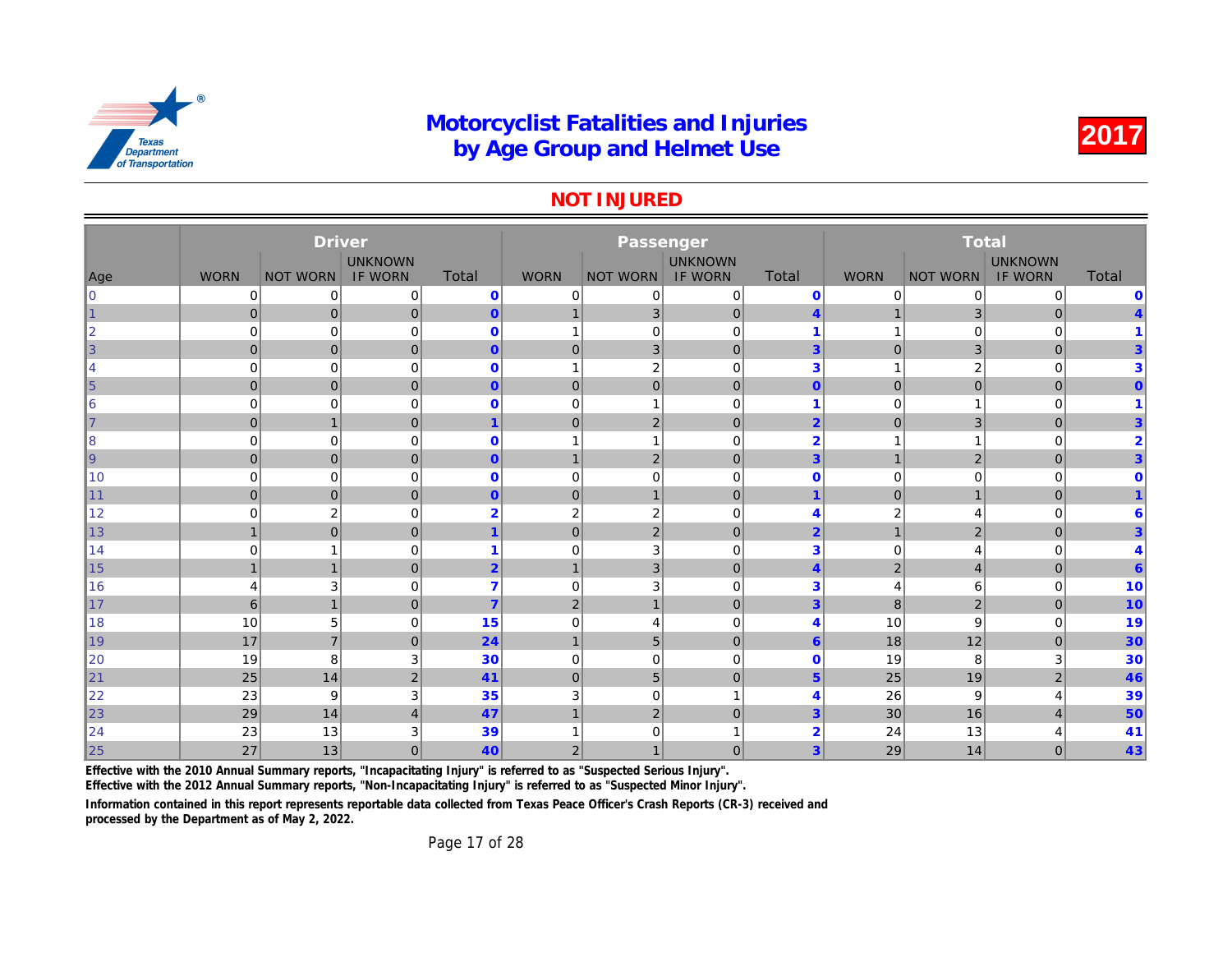# Motorcyclist Fatalities and Injuries by Age Group and Helmet Use

**2017**

## NOT INJURED

| Age | Driver | | | | Passenger | | | | Total | | | |
|---|---|---|---|---|---|---|---|---|---|---|---|---|
| | WORN | NOT WORN | UNKNOWN IF WORN | Total | WORN | NOT WORN | UNKNOWN IF WORN | Total | WORN | NOT WORN | UNKNOWN IF WORN | Total |
| 0 | 0 | 0 | 0 | **0** | 0 | 0 | 0 | **0** | 0 | 0 | 0 | **0** |
| 1 | 0 | 0 | 0 | **0** | 1 | 3 | 0 | **4** | 1 | 3 | 0 | **4** |
| 2 | 0 | 0 | 0 | **0** | 1 | 0 | 0 | **1** | 1 | 0 | 0 | **1** |
| 3 | 0 | 0 | 0 | **0** | 0 | 3 | 0 | **3** | 0 | 3 | 0 | **3** |
| 4 | 0 | 0 | 0 | **0** | 1 | 2 | 0 | **3** | 1 | 2 | 0 | **3** |
| 5 | 0 | 0 | 0 | **0** | 0 | 0 | 0 | **0** | 0 | 0 | 0 | **0** |
| 6 | 0 | 0 | 0 | **0** | 0 | 1 | 0 | **1** | 0 | 1 | 0 | **1** |
| 7 | 0 | 1 | 0 | **1** | 0 | 2 | 0 | **2** | 0 | 3 | 0 | **3** |
| 8 | 0 | 0 | 0 | **0** | 1 | 1 | 0 | **2** | 1 | 1 | 0 | **2** |
| 9 | 0 | 0 | 0 | **0** | 1 | 2 | 0 | **3** | 1 | 2 | 0 | **3** |
| 10 | 0 | 0 | 0 | **0** | 0 | 0 | 0 | **0** | 0 | 0 | 0 | **0** |
| 11 | 0 | 0 | 0 | **0** | 0 | 1 | 0 | **1** | 0 | 1 | 0 | **1** |
| 12 | 0 | 2 | 0 | **2** | 2 | 2 | 0 | **4** | 2 | 4 | 0 | **6** |
| 13 | 1 | 0 | 0 | **1** | 0 | 2 | 0 | **2** | 1 | 2 | 0 | **3** |
| 14 | 0 | 1 | 0 | **1** | 0 | 3 | 0 | **3** | 0 | 4 | 0 | **4** |
| 15 | 1 | 1 | 0 | **2** | 1 | 3 | 0 | **4** | 2 | 4 | 0 | **6** |
| 16 | 4 | 3 | 0 | **7** | 0 | 3 | 0 | **3** | 4 | 6 | 0 | **10** |
| 17 | 6 | 1 | 0 | **7** | 2 | 1 | 0 | **3** | 8 | 2 | 0 | **10** |
| 18 | 10 | 5 | 0 | **15** | 0 | 4 | 0 | **4** | 10 | 9 | 0 | **19** |
| 19 | 17 | 7 | 0 | **24** | 1 | 5 | 0 | **6** | 18 | 12 | 0 | **30** |
| 20 | 19 | 8 | 3 | **30** | 0 | 0 | 0 | **0** | 19 | 8 | 3 | **30** |
| 21 | 25 | 14 | 2 | **41** | 0 | 5 | 0 | **5** | 25 | 19 | 2 | **46** |
| 22 | 23 | 9 | 3 | **35** | 3 | 0 | 1 | **4** | 26 | 9 | 4 | **39** |
| 23 | 29 | 14 | 4 | **47** | 1 | 2 | 0 | **3** | 30 | 16 | 4 | **50** |
| 24 | 23 | 13 | 3 | **39** | 1 | 0 | 1 | **2** | 24 | 13 | 4 | **41** |
| 25 | 27 | 13 | 0 | **40** | 2 | 1 | 0 | **3** | 29 | 14 | 0 | **43** |

**Effective with the 2010 Annual Summary reports, "Incapacitating Injury" is referred to as "Suspected Serious Injury".**
**Effective with the 2012 Annual Summary reports, "Non-Incapacitating Injury" is referred to as "Suspected Minor Injury".**

**Information contained in this report represents reportable data collected from Texas Peace Officer's Crash Reports (CR-3) received and processed by the Department as of May 2, 2022.**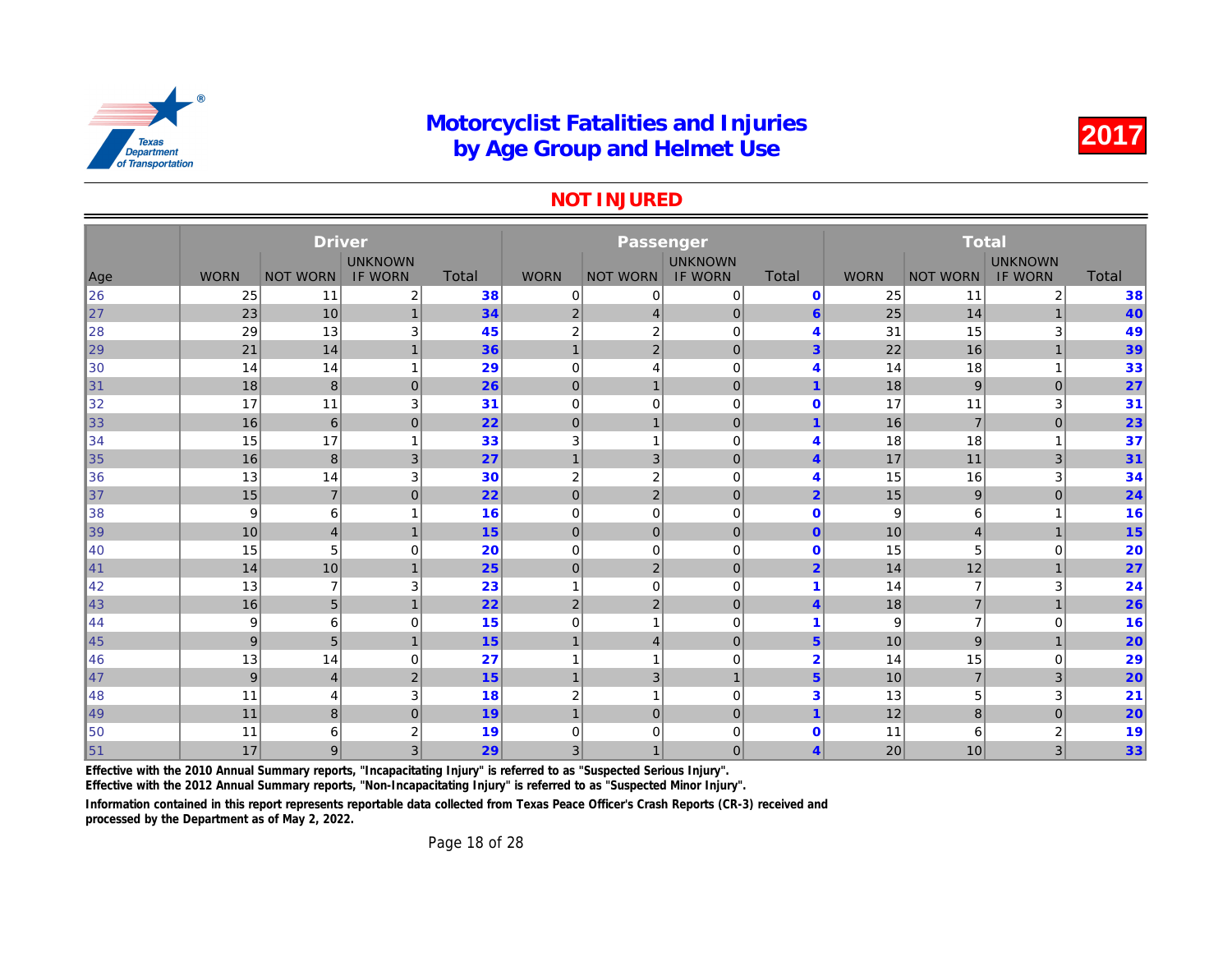# Motorcyclist Fatalities and Injuries by Age Group and Helmet Use

**2017**

## NOT INJURED

| | Driver | | | | Passenger | | | | Total | | | |
|---|---|---|---|---|---|---|---|---|---|---|---|---|
| Age | WORN | NOT WORN | UNKNOWN IF WORN | Total | WORN | NOT WORN | UNKNOWN IF WORN | Total | WORN | NOT WORN | UNKNOWN IF WORN | Total |
| 26 | 25 | 11 | 2 | 38 | 0 | 0 | 0 | 0 | 25 | 11 | 2 | 38 |
| 27 | 23 | 10 | 1 | 34 | 2 | 4 | 0 | 6 | 25 | 14 | 1 | 40 |
| 28 | 29 | 13 | 3 | 45 | 2 | 2 | 0 | 4 | 31 | 15 | 3 | 49 |
| 29 | 21 | 14 | 1 | 36 | 1 | 2 | 0 | 3 | 22 | 16 | 1 | 39 |
| 30 | 14 | 14 | 1 | 29 | 0 | 4 | 0 | 4 | 14 | 18 | 1 | 33 |
| 31 | 18 | 8 | 0 | 26 | 0 | 1 | 0 | 1 | 18 | 9 | 0 | 27 |
| 32 | 17 | 11 | 3 | 31 | 0 | 0 | 0 | 0 | 17 | 11 | 3 | 31 |
| 33 | 16 | 6 | 0 | 22 | 0 | 1 | 0 | 1 | 16 | 7 | 0 | 23 |
| 34 | 15 | 17 | 1 | 33 | 3 | 1 | 0 | 4 | 18 | 18 | 1 | 37 |
| 35 | 16 | 8 | 3 | 27 | 1 | 3 | 0 | 4 | 17 | 11 | 3 | 31 |
| 36 | 13 | 14 | 3 | 30 | 2 | 2 | 0 | 4 | 15 | 16 | 3 | 34 |
| 37 | 15 | 7 | 0 | 22 | 0 | 2 | 0 | 2 | 15 | 9 | 0 | 24 |
| 38 | 9 | 6 | 1 | 16 | 0 | 0 | 0 | 0 | 9 | 6 | 1 | 16 |
| 39 | 10 | 4 | 1 | 15 | 0 | 0 | 0 | 0 | 10 | 4 | 1 | 15 |
| 40 | 15 | 5 | 0 | 20 | 0 | 0 | 0 | 0 | 15 | 5 | 0 | 20 |
| 41 | 14 | 10 | 1 | 25 | 0 | 2 | 0 | 2 | 14 | 12 | 1 | 27 |
| 42 | 13 | 7 | 3 | 23 | 1 | 0 | 0 | 1 | 14 | 7 | 3 | 24 |
| 43 | 16 | 5 | 1 | 22 | 2 | 2 | 0 | 4 | 18 | 7 | 1 | 26 |
| 44 | 9 | 6 | 0 | 15 | 0 | 1 | 0 | 1 | 9 | 7 | 0 | 16 |
| 45 | 9 | 5 | 1 | 15 | 1 | 4 | 0 | 5 | 10 | 9 | 1 | 20 |
| 46 | 13 | 14 | 0 | 27 | 1 | 1 | 0 | 2 | 14 | 15 | 0 | 29 |
| 47 | 9 | 4 | 2 | 15 | 1 | 3 | 1 | 5 | 10 | 7 | 3 | 20 |
| 48 | 11 | 4 | 3 | 18 | 2 | 1 | 0 | 3 | 13 | 5 | 3 | 21 |
| 49 | 11 | 8 | 0 | 19 | 1 | 0 | 0 | 1 | 12 | 8 | 0 | 20 |
| 50 | 11 | 6 | 2 | 19 | 0 | 0 | 0 | 0 | 11 | 6 | 2 | 19 |
| 51 | 17 | 9 | 3 | 29 | 3 | 1 | 0 | 4 | 20 | 10 | 3 | 33 |

**Effective with the 2010 Annual Summary reports, "Incapacitating Injury" is referred to as "Suspected Serious Injury".**
**Effective with the 2012 Annual Summary reports, "Non-Incapacitating Injury" is referred to as "Suspected Minor Injury".**

**Information contained in this report represents reportable data collected from Texas Peace Officer's Crash Reports (CR-3) received and processed by the Department as of May 2, 2022.**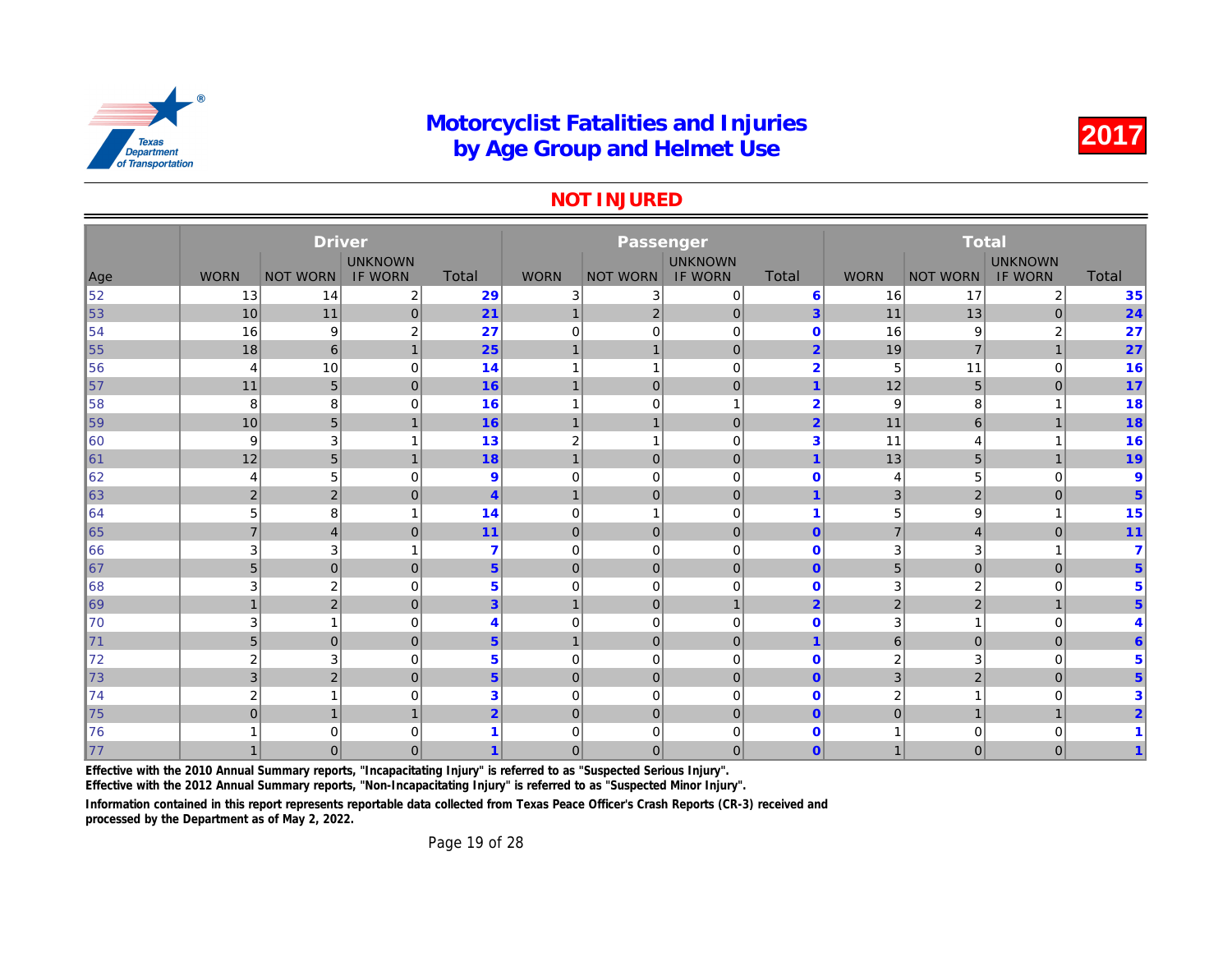# Motorcyclist Fatalities and Injuries by Age Group and Helmet Use

**2017**

## NOT INJURED

| | Driver | | | | Passenger | | | | Total | | | |
|---|---|---|---|---|---|---|---|---|---|---|---|---|
| Age | WORN | NOT WORN | UNKNOWN IF WORN | Total | WORN | NOT WORN | UNKNOWN IF WORN | Total | WORN | NOT WORN | UNKNOWN IF WORN | Total |
| 52 | 13 | 14 | 2 | 29 | 3 | 3 | 0 | 6 | 16 | 17 | 2 | 35 |
| 53 | 10 | 11 | 0 | 21 | 1 | 2 | 0 | 3 | 11 | 13 | 0 | 24 |
| 54 | 16 | 9 | 2 | 27 | 0 | 0 | 0 | 0 | 16 | 9 | 2 | 27 |
| 55 | 18 | 6 | 1 | 25 | 1 | 1 | 0 | 2 | 19 | 7 | 1 | 27 |
| 56 | 4 | 10 | 0 | 14 | 1 | 1 | 0 | 2 | 5 | 11 | 0 | 16 |
| 57 | 11 | 5 | 0 | 16 | 1 | 0 | 0 | 1 | 12 | 5 | 0 | 17 |
| 58 | 8 | 8 | 0 | 16 | 1 | 0 | 1 | 2 | 9 | 8 | 1 | 18 |
| 59 | 10 | 5 | 1 | 16 | 1 | 1 | 0 | 2 | 11 | 6 | 1 | 18 |
| 60 | 9 | 3 | 1 | 13 | 2 | 1 | 0 | 3 | 11 | 4 | 1 | 16 |
| 61 | 12 | 5 | 1 | 18 | 1 | 0 | 0 | 1 | 13 | 5 | 1 | 19 |
| 62 | 4 | 5 | 0 | 9 | 0 | 0 | 0 | 0 | 4 | 5 | 0 | 9 |
| 63 | 2 | 2 | 0 | 4 | 1 | 0 | 0 | 1 | 3 | 2 | 0 | 5 |
| 64 | 5 | 8 | 1 | 14 | 0 | 1 | 0 | 1 | 5 | 9 | 1 | 15 |
| 65 | 7 | 4 | 0 | 11 | 0 | 0 | 0 | 0 | 7 | 4 | 0 | 11 |
| 66 | 3 | 3 | 1 | 7 | 0 | 0 | 0 | 0 | 3 | 3 | 1 | 7 |
| 67 | 5 | 0 | 0 | 5 | 0 | 0 | 0 | 0 | 5 | 0 | 0 | 5 |
| 68 | 3 | 2 | 0 | 5 | 0 | 0 | 0 | 0 | 3 | 2 | 0 | 5 |
| 69 | 1 | 2 | 0 | 3 | 1 | 0 | 1 | 2 | 2 | 2 | 1 | 5 |
| 70 | 3 | 1 | 0 | 4 | 0 | 0 | 0 | 0 | 3 | 1 | 0 | 4 |
| 71 | 5 | 0 | 0 | 5 | 1 | 0 | 0 | 1 | 6 | 0 | 0 | 6 |
| 72 | 2 | 3 | 0 | 5 | 0 | 0 | 0 | 0 | 2 | 3 | 0 | 5 |
| 73 | 3 | 2 | 0 | 5 | 0 | 0 | 0 | 0 | 3 | 2 | 0 | 5 |
| 74 | 2 | 1 | 0 | 3 | 0 | 0 | 0 | 0 | 2 | 1 | 0 | 3 |
| 75 | 0 | 1 | 1 | 2 | 0 | 0 | 0 | 0 | 0 | 1 | 1 | 2 |
| 76 | 1 | 0 | 0 | 1 | 0 | 0 | 0 | 0 | 1 | 0 | 0 | 1 |
| 77 | 1 | 0 | 0 | 1 | 0 | 0 | 0 | 0 | 1 | 0 | 0 | 1 |

Effective with the 2010 Annual Summary reports, "Incapacitating Injury" is referred to as "Suspected Serious Injury".
Effective with the 2012 Annual Summary reports, "Non-Incapacitating Injury" is referred to as "Suspected Minor Injury".

Information contained in this report represents reportable data collected from Texas Peace Officer's Crash Reports (CR-3) received and processed by the Department as of May 2, 2022.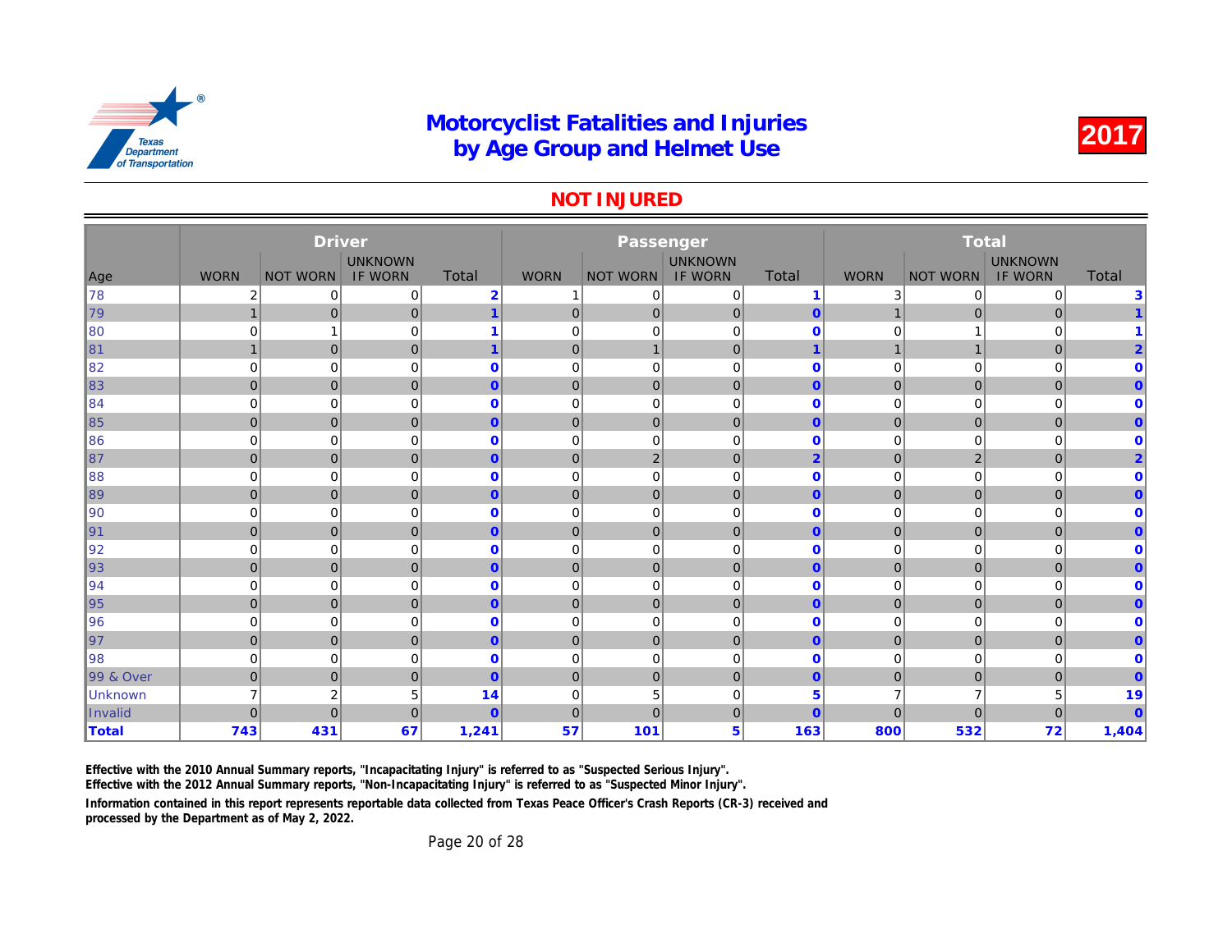# Motorcyclist Fatalities and Injuries by Age Group and Helmet Use

**2017**

## NOT INJURED

| | Driver | | | | Passenger | | | | Total | | | |
|---|---|---|---|---|---|---|---|---|---|---|---|---|
| Age | WORN | NOT WORN | UNKNOWN IF WORN | Total | WORN | NOT WORN | UNKNOWN IF WORN | Total | WORN | NOT WORN | UNKNOWN IF WORN | Total |
| 78 | 2 | 0 | 0 | 2 | 1 | 0 | 0 | 1 | 3 | 0 | 0 | 3 |
| 79 | 1 | 0 | 0 | 1 | 0 | 0 | 0 | 0 | 1 | 0 | 0 | 1 |
| 80 | 0 | 1 | 0 | 1 | 0 | 0 | 0 | 0 | 0 | 1 | 0 | 1 |
| 81 | 1 | 0 | 0 | 1 | 0 | 1 | 0 | 1 | 1 | 1 | 0 | 2 |
| 82 | 0 | 0 | 0 | 0 | 0 | 0 | 0 | 0 | 0 | 0 | 0 | 0 |
| 83 | 0 | 0 | 0 | 0 | 0 | 0 | 0 | 0 | 0 | 0 | 0 | 0 |
| 84 | 0 | 0 | 0 | 0 | 0 | 0 | 0 | 0 | 0 | 0 | 0 | 0 |
| 85 | 0 | 0 | 0 | 0 | 0 | 0 | 0 | 0 | 0 | 0 | 0 | 0 |
| 86 | 0 | 0 | 0 | 0 | 0 | 0 | 0 | 0 | 0 | 0 | 0 | 0 |
| 87 | 0 | 0 | 0 | 0 | 0 | 2 | 0 | 2 | 0 | 2 | 0 | 2 |
| 88 | 0 | 0 | 0 | 0 | 0 | 0 | 0 | 0 | 0 | 0 | 0 | 0 |
| 89 | 0 | 0 | 0 | 0 | 0 | 0 | 0 | 0 | 0 | 0 | 0 | 0 |
| 90 | 0 | 0 | 0 | 0 | 0 | 0 | 0 | 0 | 0 | 0 | 0 | 0 |
| 91 | 0 | 0 | 0 | 0 | 0 | 0 | 0 | 0 | 0 | 0 | 0 | 0 |
| 92 | 0 | 0 | 0 | 0 | 0 | 0 | 0 | 0 | 0 | 0 | 0 | 0 |
| 93 | 0 | 0 | 0 | 0 | 0 | 0 | 0 | 0 | 0 | 0 | 0 | 0 |
| 94 | 0 | 0 | 0 | 0 | 0 | 0 | 0 | 0 | 0 | 0 | 0 | 0 |
| 95 | 0 | 0 | 0 | 0 | 0 | 0 | 0 | 0 | 0 | 0 | 0 | 0 |
| 96 | 0 | 0 | 0 | 0 | 0 | 0 | 0 | 0 | 0 | 0 | 0 | 0 |
| 97 | 0 | 0 | 0 | 0 | 0 | 0 | 0 | 0 | 0 | 0 | 0 | 0 |
| 98 | 0 | 0 | 0 | 0 | 0 | 0 | 0 | 0 | 0 | 0 | 0 | 0 |
| 99 & Over | 0 | 0 | 0 | 0 | 0 | 0 | 0 | 0 | 0 | 0 | 0 | 0 |
| Unknown | 7 | 2 | 5 | 14 | 0 | 5 | 0 | 5 | 7 | 7 | 5 | 19 |
| Invalid | 0 | 0 | 0 | 0 | 0 | 0 | 0 | 0 | 0 | 0 | 0 | 0 |
| **Total** | **743** | **431** | **67** | **1,241** | **57** | **101** | **5** | **163** | **800** | **532** | **72** | **1,404** |

**Effective with the 2010 Annual Summary reports, "Incapacitating Injury" is referred to as "Suspected Serious Injury".**
**Effective with the 2012 Annual Summary reports, "Non-Incapacitating Injury" is referred to as "Suspected Minor Injury".**

**Information contained in this report represents reportable data collected from Texas Peace Officer's Crash Reports (CR-3) received and processed by the Department as of May 2, 2022.**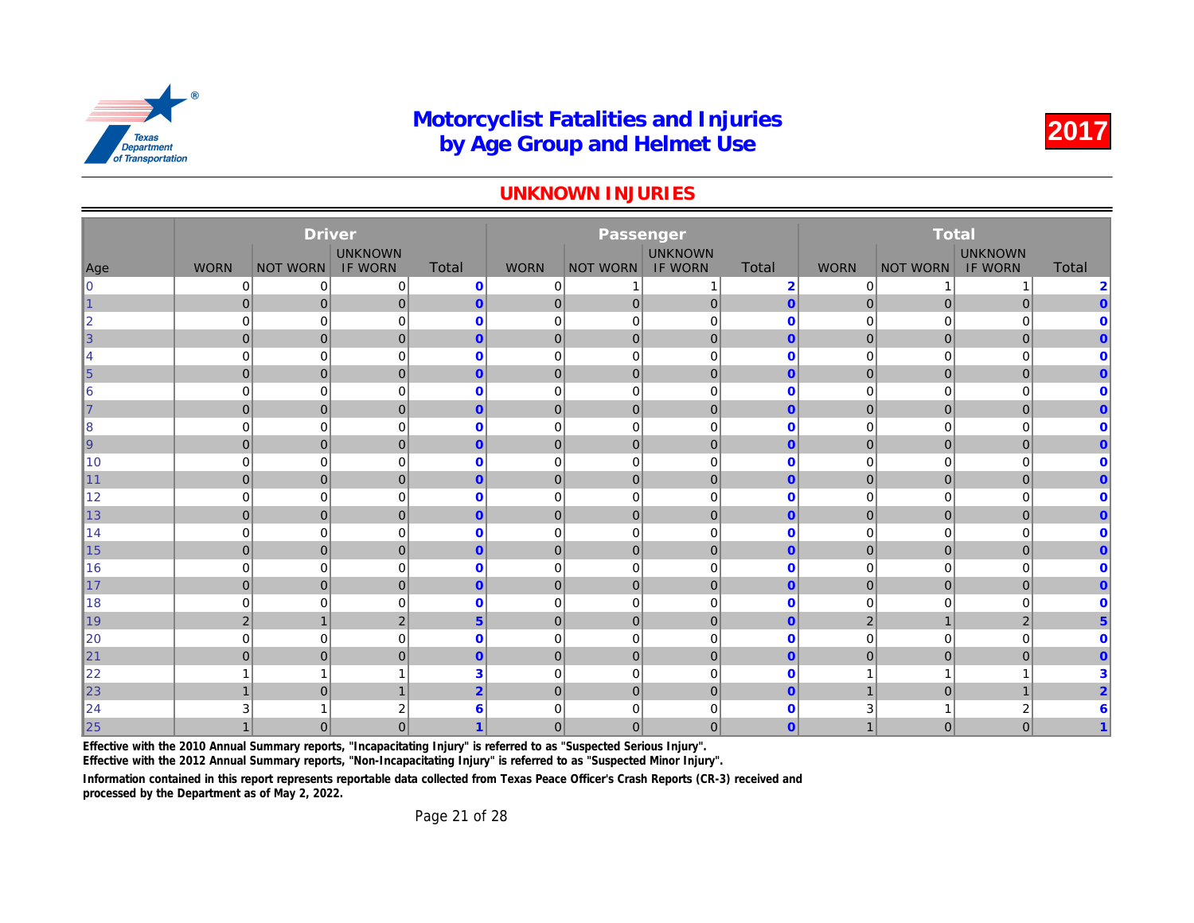# Motorcyclist Fatalities and Injuries by Age Group and Helmet Use

**2017**

## UNKNOWN INJURIES

| Age | Driver | | | | Passenger | | | | Total | | | |
|---|---|---|---|---|---|---|---|---|---|---|---|---|
| | WORN | NOT WORN | UNKNOWN IF WORN | Total | WORN | NOT WORN | UNKNOWN IF WORN | Total | WORN | NOT WORN | UNKNOWN IF WORN | Total |
| 0 | 0 | 0 | 0 | **0** | 0 | 1 | 1 | **2** | 0 | 1 | 1 | **2** |
| 1 | 0 | 0 | 0 | **0** | 0 | 0 | 0 | **0** | 0 | 0 | 0 | **0** |
| 2 | 0 | 0 | 0 | **0** | 0 | 0 | 0 | **0** | 0 | 0 | 0 | **0** |
| 3 | 0 | 0 | 0 | **0** | 0 | 0 | 0 | **0** | 0 | 0 | 0 | **0** |
| 4 | 0 | 0 | 0 | **0** | 0 | 0 | 0 | **0** | 0 | 0 | 0 | **0** |
| 5 | 0 | 0 | 0 | **0** | 0 | 0 | 0 | **0** | 0 | 0 | 0 | **0** |
| 6 | 0 | 0 | 0 | **0** | 0 | 0 | 0 | **0** | 0 | 0 | 0 | **0** |
| 7 | 0 | 0 | 0 | **0** | 0 | 0 | 0 | **0** | 0 | 0 | 0 | **0** |
| 8 | 0 | 0 | 0 | **0** | 0 | 0 | 0 | **0** | 0 | 0 | 0 | **0** |
| 9 | 0 | 0 | 0 | **0** | 0 | 0 | 0 | **0** | 0 | 0 | 0 | **0** |
| 10 | 0 | 0 | 0 | **0** | 0 | 0 | 0 | **0** | 0 | 0 | 0 | **0** |
| 11 | 0 | 0 | 0 | **0** | 0 | 0 | 0 | **0** | 0 | 0 | 0 | **0** |
| 12 | 0 | 0 | 0 | **0** | 0 | 0 | 0 | **0** | 0 | 0 | 0 | **0** |
| 13 | 0 | 0 | 0 | **0** | 0 | 0 | 0 | **0** | 0 | 0 | 0 | **0** |
| 14 | 0 | 0 | 0 | **0** | 0 | 0 | 0 | **0** | 0 | 0 | 0 | **0** |
| 15 | 0 | 0 | 0 | **0** | 0 | 0 | 0 | **0** | 0 | 0 | 0 | **0** |
| 16 | 0 | 0 | 0 | **0** | 0 | 0 | 0 | **0** | 0 | 0 | 0 | **0** |
| 17 | 0 | 0 | 0 | **0** | 0 | 0 | 0 | **0** | 0 | 0 | 0 | **0** |
| 18 | 0 | 0 | 0 | **0** | 0 | 0 | 0 | **0** | 0 | 0 | 0 | **0** |
| 19 | 2 | 1 | 2 | **5** | 0 | 0 | 0 | **0** | 2 | 1 | 2 | **5** |
| 20 | 0 | 0 | 0 | **0** | 0 | 0 | 0 | **0** | 0 | 0 | 0 | **0** |
| 21 | 0 | 0 | 0 | **0** | 0 | 0 | 0 | **0** | 0 | 0 | 0 | **0** |
| 22 | 1 | 1 | 1 | **3** | 0 | 0 | 0 | **0** | 1 | 1 | 1 | **3** |
| 23 | 1 | 0 | 1 | **2** | 0 | 0 | 0 | **0** | 1 | 0 | 1 | **2** |
| 24 | 3 | 1 | 2 | **6** | 0 | 0 | 0 | **0** | 3 | 1 | 2 | **6** |
| 25 | 1 | 0 | 0 | **1** | 0 | 0 | 0 | **0** | 1 | 0 | 0 | **1** |

**Effective with the 2010 Annual Summary reports, "Incapacitating Injury" is referred to as "Suspected Serious Injury".**

**Effective with the 2012 Annual Summary reports, "Non-Incapacitating Injury" is referred to as "Suspected Minor Injury".**

**Information contained in this report represents reportable data collected from Texas Peace Officer's Crash Reports (CR-3) received and processed by the Department as of May 2, 2022.**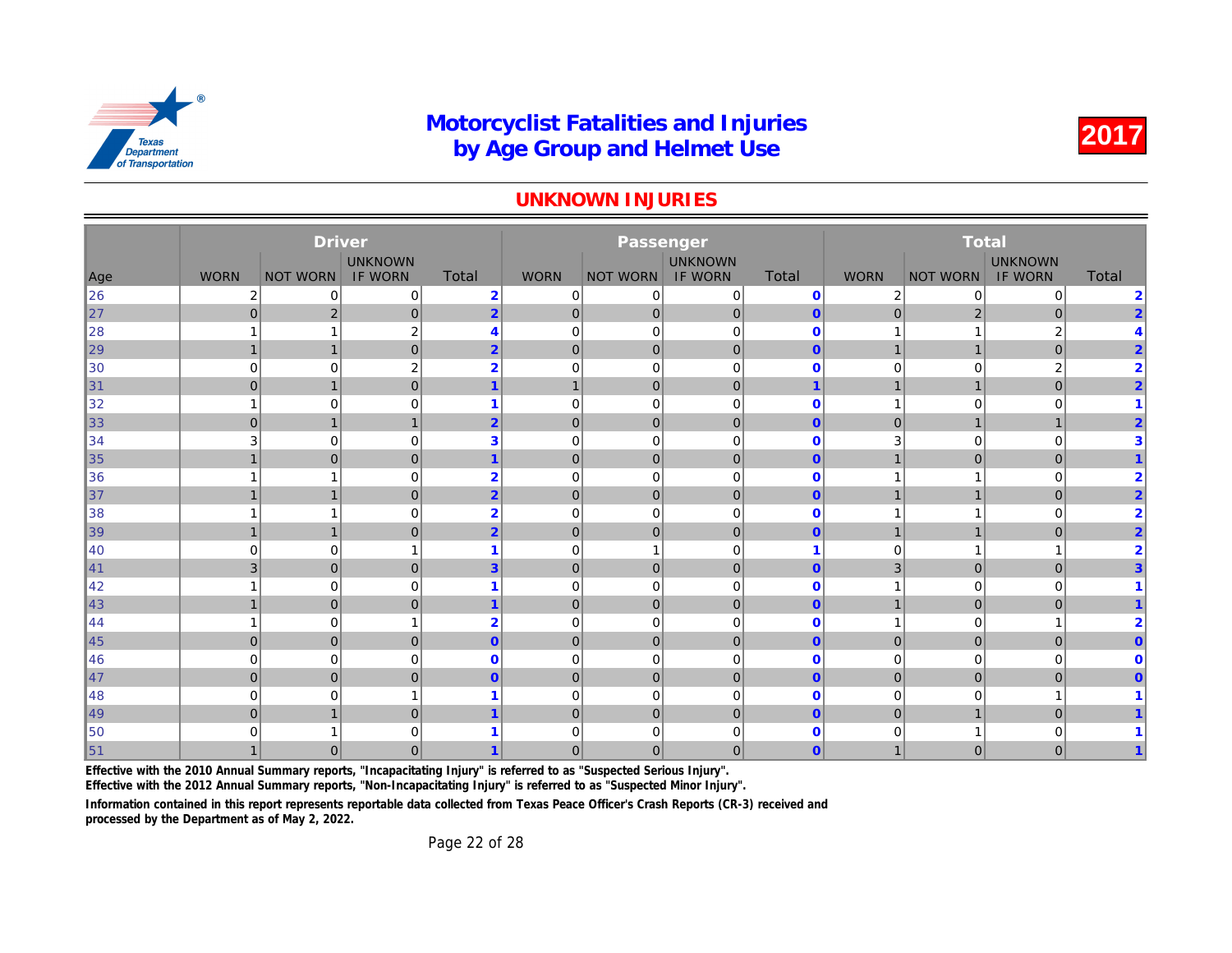# Motorcyclist Fatalities and Injuries by Age Group and Helmet Use

**2017**

## UNKNOWN INJURIES

| Age | Driver | | | | Passenger | | | | Total | | | |
|---|---|---|---|---|---|---|---|---|---|---|---|---|
| | WORN | NOT WORN | UNKNOWN IF WORN | Total | WORN | NOT WORN | UNKNOWN IF WORN | Total | WORN | NOT WORN | UNKNOWN IF WORN | Total |
| 26 | 2 | 0 | 0 | 2 | 0 | 0 | 0 | 0 | 2 | 0 | 0 | 2 |
| 27 | 0 | 2 | 0 | 2 | 0 | 0 | 0 | 0 | 0 | 2 | 0 | 2 |
| 28 | 1 | 1 | 2 | 4 | 0 | 0 | 0 | 0 | 1 | 1 | 2 | 4 |
| 29 | 1 | 1 | 0 | 2 | 0 | 0 | 0 | 0 | 1 | 1 | 0 | 2 |
| 30 | 0 | 0 | 2 | 2 | 0 | 0 | 0 | 0 | 0 | 0 | 2 | 2 |
| 31 | 0 | 1 | 0 | 1 | 1 | 0 | 0 | 1 | 1 | 1 | 0 | 2 |
| 32 | 1 | 0 | 0 | 1 | 0 | 0 | 0 | 0 | 1 | 0 | 0 | 1 |
| 33 | 0 | 1 | 1 | 2 | 0 | 0 | 0 | 0 | 0 | 1 | 1 | 2 |
| 34 | 3 | 0 | 0 | 3 | 0 | 0 | 0 | 0 | 3 | 0 | 0 | 3 |
| 35 | 1 | 0 | 0 | 1 | 0 | 0 | 0 | 0 | 1 | 0 | 0 | 1 |
| 36 | 1 | 1 | 0 | 2 | 0 | 0 | 0 | 0 | 1 | 1 | 0 | 2 |
| 37 | 1 | 1 | 0 | 2 | 0 | 0 | 0 | 0 | 1 | 1 | 0 | 2 |
| 38 | 1 | 1 | 0 | 2 | 0 | 0 | 0 | 0 | 1 | 1 | 0 | 2 |
| 39 | 1 | 1 | 0 | 2 | 0 | 0 | 0 | 0 | 1 | 1 | 0 | 2 |
| 40 | 0 | 0 | 1 | 1 | 0 | 1 | 0 | 1 | 0 | 1 | 1 | 2 |
| 41 | 3 | 0 | 0 | 3 | 0 | 0 | 0 | 0 | 3 | 0 | 0 | 3 |
| 42 | 1 | 0 | 0 | 1 | 0 | 0 | 0 | 0 | 1 | 0 | 0 | 1 |
| 43 | 1 | 0 | 0 | 1 | 0 | 0 | 0 | 0 | 1 | 0 | 0 | 1 |
| 44 | 1 | 0 | 1 | 2 | 0 | 0 | 0 | 0 | 1 | 0 | 1 | 2 |
| 45 | 0 | 0 | 0 | 0 | 0 | 0 | 0 | 0 | 0 | 0 | 0 | 0 |
| 46 | 0 | 0 | 0 | 0 | 0 | 0 | 0 | 0 | 0 | 0 | 0 | 0 |
| 47 | 0 | 0 | 0 | 0 | 0 | 0 | 0 | 0 | 0 | 0 | 0 | 0 |
| 48 | 0 | 0 | 1 | 1 | 0 | 0 | 0 | 0 | 0 | 0 | 1 | 1 |
| 49 | 0 | 1 | 0 | 1 | 0 | 0 | 0 | 0 | 0 | 1 | 0 | 1 |
| 50 | 0 | 1 | 0 | 1 | 0 | 0 | 0 | 0 | 0 | 1 | 0 | 1 |
| 51 | 1 | 0 | 0 | 1 | 0 | 0 | 0 | 0 | 1 | 0 | 0 | 1 |

**Effective with the 2010 Annual Summary reports, "Incapacitating Injury" is referred to as "Suspected Serious Injury".**

**Effective with the 2012 Annual Summary reports, "Non-Incapacitating Injury" is referred to as "Suspected Minor Injury".**

**Information contained in this report represents reportable data collected from Texas Peace Officer's Crash Reports (CR-3) received and processed by the Department as of May 2, 2022.**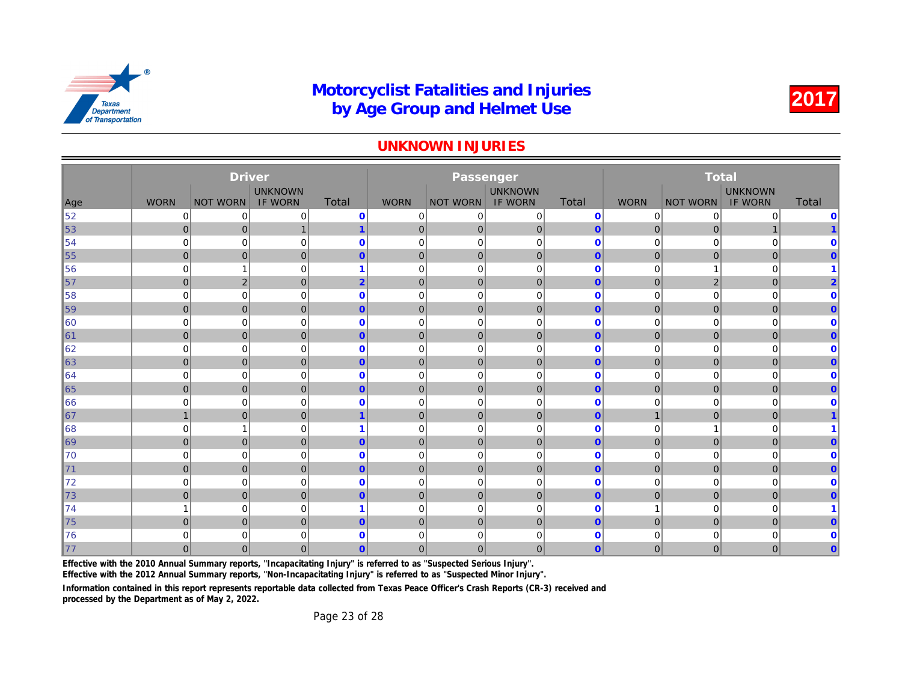# Motorcyclist Fatalities and Injuries by Age Group and Helmet Use

**2017**

## UNKNOWN INJURIES

| Age | Driver | | | | Passenger | | | | Total | | | |
|---|---|---|---|---|---|---|---|---|---|---|---|---|
| | WORN | NOT WORN | UNKNOWN IF WORN | Total | WORN | NOT WORN | UNKNOWN IF WORN | Total | WORN | NOT WORN | UNKNOWN IF WORN | Total |
| 52 | 0 | 0 | 0 | **0** | 0 | 0 | 0 | **0** | 0 | 0 | 0 | **0** |
| 53 | 0 | 0 | 1 | **1** | 0 | 0 | 0 | **0** | 0 | 0 | 1 | **1** |
| 54 | 0 | 0 | 0 | **0** | 0 | 0 | 0 | **0** | 0 | 0 | 0 | **0** |
| 55 | 0 | 0 | 0 | **0** | 0 | 0 | 0 | **0** | 0 | 0 | 0 | **0** |
| 56 | 0 | 1 | 0 | **1** | 0 | 0 | 0 | **0** | 0 | 1 | 0 | **1** |
| 57 | 0 | 2 | 0 | **2** | 0 | 0 | 0 | **0** | 0 | 2 | 0 | **2** |
| 58 | 0 | 0 | 0 | **0** | 0 | 0 | 0 | **0** | 0 | 0 | 0 | **0** |
| 59 | 0 | 0 | 0 | **0** | 0 | 0 | 0 | **0** | 0 | 0 | 0 | **0** |
| 60 | 0 | 0 | 0 | **0** | 0 | 0 | 0 | **0** | 0 | 0 | 0 | **0** |
| 61 | 0 | 0 | 0 | **0** | 0 | 0 | 0 | **0** | 0 | 0 | 0 | **0** |
| 62 | 0 | 0 | 0 | **0** | 0 | 0 | 0 | **0** | 0 | 0 | 0 | **0** |
| 63 | 0 | 0 | 0 | **0** | 0 | 0 | 0 | **0** | 0 | 0 | 0 | **0** |
| 64 | 0 | 0 | 0 | **0** | 0 | 0 | 0 | **0** | 0 | 0 | 0 | **0** |
| 65 | 0 | 0 | 0 | **0** | 0 | 0 | 0 | **0** | 0 | 0 | 0 | **0** |
| 66 | 0 | 0 | 0 | **0** | 0 | 0 | 0 | **0** | 0 | 0 | 0 | **0** |
| 67 | 1 | 0 | 0 | **1** | 0 | 0 | 0 | **0** | 1 | 0 | 0 | **1** |
| 68 | 0 | 1 | 0 | **1** | 0 | 0 | 0 | **0** | 0 | 1 | 0 | **1** |
| 69 | 0 | 0 | 0 | **0** | 0 | 0 | 0 | **0** | 0 | 0 | 0 | **0** |
| 70 | 0 | 0 | 0 | **0** | 0 | 0 | 0 | **0** | 0 | 0 | 0 | **0** |
| 71 | 0 | 0 | 0 | **0** | 0 | 0 | 0 | **0** | 0 | 0 | 0 | **0** |
| 72 | 0 | 0 | 0 | **0** | 0 | 0 | 0 | **0** | 0 | 0 | 0 | **0** |
| 73 | 0 | 0 | 0 | **0** | 0 | 0 | 0 | **0** | 0 | 0 | 0 | **0** |
| 74 | 1 | 0 | 0 | **1** | 0 | 0 | 0 | **0** | 1 | 0 | 0 | **1** |
| 75 | 0 | 0 | 0 | **0** | 0 | 0 | 0 | **0** | 0 | 0 | 0 | **0** |
| 76 | 0 | 0 | 0 | **0** | 0 | 0 | 0 | **0** | 0 | 0 | 0 | **0** |
| 77 | 0 | 0 | 0 | **0** | 0 | 0 | 0 | **0** | 0 | 0 | 0 | **0** |

**Effective with the 2010 Annual Summary reports, "Incapacitating Injury" is referred to as "Suspected Serious Injury".**

**Effective with the 2012 Annual Summary reports, "Non-Incapacitating Injury" is referred to as "Suspected Minor Injury".**

**Information contained in this report represents reportable data collected from Texas Peace Officer's Crash Reports (CR-3) received and processed by the Department as of May 2, 2022.**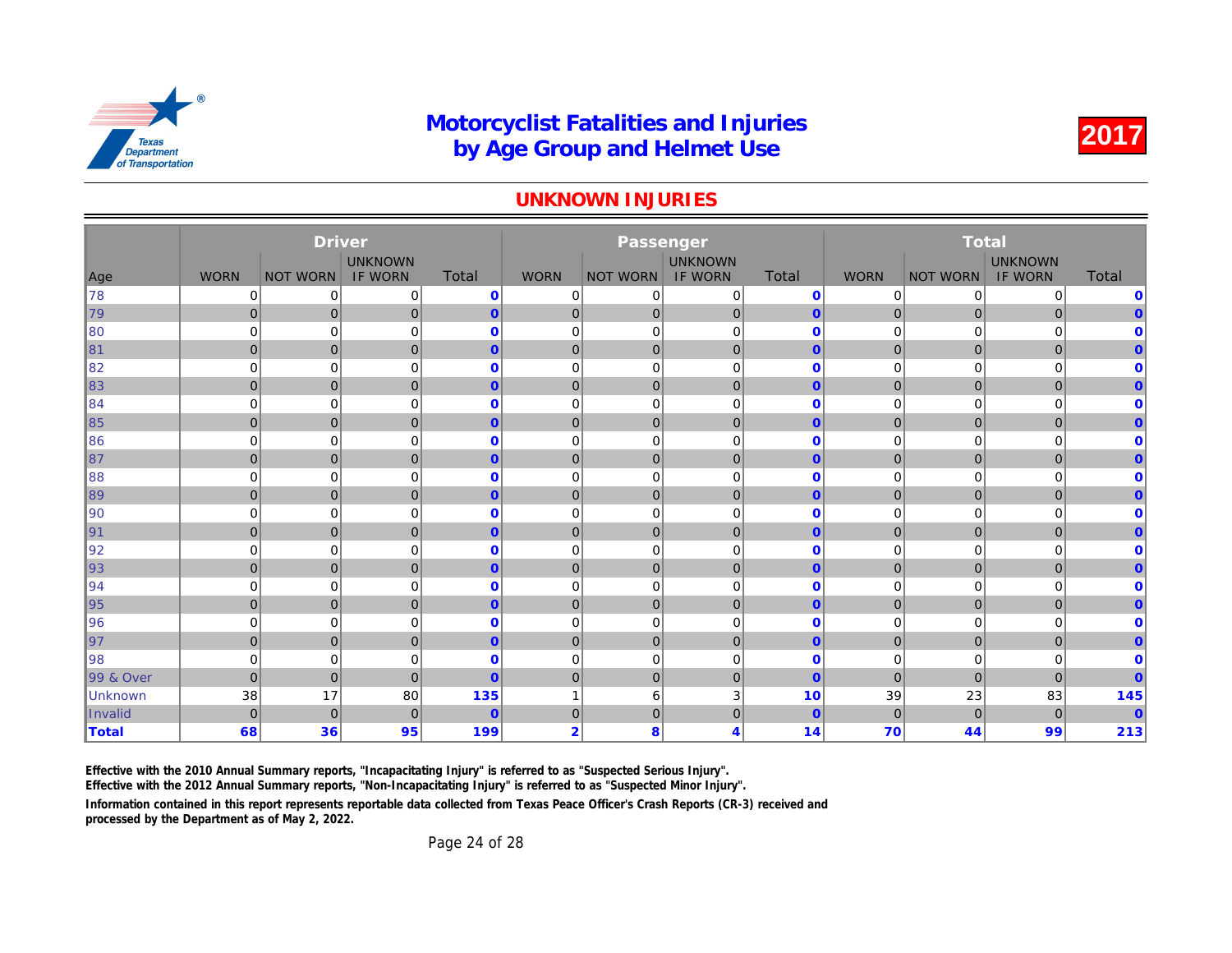# Motorcyclist Fatalities and Injuries by Age Group and Helmet Use

**2017**

## UNKNOWN INJURIES

| Age | Driver | | | | Passenger | | | | Total | | | |
|---|---|---|---|---|---|---|---|---|---|---|---|---|
| | WORN | NOT WORN | UNKNOWN IF WORN | Total | WORN | NOT WORN | UNKNOWN IF WORN | Total | WORN | NOT WORN | UNKNOWN IF WORN | Total |
| 78 | 0 | 0 | 0 | **0** | 0 | 0 | 0 | **0** | 0 | 0 | 0 | **0** |
| 79 | 0 | 0 | 0 | **0** | 0 | 0 | 0 | **0** | 0 | 0 | 0 | **0** |
| 80 | 0 | 0 | 0 | **0** | 0 | 0 | 0 | **0** | 0 | 0 | 0 | **0** |
| 81 | 0 | 0 | 0 | **0** | 0 | 0 | 0 | **0** | 0 | 0 | 0 | **0** |
| 82 | 0 | 0 | 0 | **0** | 0 | 0 | 0 | **0** | 0 | 0 | 0 | **0** |
| 83 | 0 | 0 | 0 | **0** | 0 | 0 | 0 | **0** | 0 | 0 | 0 | **0** |
| 84 | 0 | 0 | 0 | **0** | 0 | 0 | 0 | **0** | 0 | 0 | 0 | **0** |
| 85 | 0 | 0 | 0 | **0** | 0 | 0 | 0 | **0** | 0 | 0 | 0 | **0** |
| 86 | 0 | 0 | 0 | **0** | 0 | 0 | 0 | **0** | 0 | 0 | 0 | **0** |
| 87 | 0 | 0 | 0 | **0** | 0 | 0 | 0 | **0** | 0 | 0 | 0 | **0** |
| 88 | 0 | 0 | 0 | **0** | 0 | 0 | 0 | **0** | 0 | 0 | 0 | **0** |
| 89 | 0 | 0 | 0 | **0** | 0 | 0 | 0 | **0** | 0 | 0 | 0 | **0** |
| 90 | 0 | 0 | 0 | **0** | 0 | 0 | 0 | **0** | 0 | 0 | 0 | **0** |
| 91 | 0 | 0 | 0 | **0** | 0 | 0 | 0 | **0** | 0 | 0 | 0 | **0** |
| 92 | 0 | 0 | 0 | **0** | 0 | 0 | 0 | **0** | 0 | 0 | 0 | **0** |
| 93 | 0 | 0 | 0 | **0** | 0 | 0 | 0 | **0** | 0 | 0 | 0 | **0** |
| 94 | 0 | 0 | 0 | **0** | 0 | 0 | 0 | **0** | 0 | 0 | 0 | **0** |
| 95 | 0 | 0 | 0 | **0** | 0 | 0 | 0 | **0** | 0 | 0 | 0 | **0** |
| 96 | 0 | 0 | 0 | **0** | 0 | 0 | 0 | **0** | 0 | 0 | 0 | **0** |
| 97 | 0 | 0 | 0 | **0** | 0 | 0 | 0 | **0** | 0 | 0 | 0 | **0** |
| 98 | 0 | 0 | 0 | **0** | 0 | 0 | 0 | **0** | 0 | 0 | 0 | **0** |
| 99 & Over | 0 | 0 | 0 | **0** | 0 | 0 | 0 | **0** | 0 | 0 | 0 | **0** |
| Unknown | 38 | 17 | 80 | **135** | 1 | 6 | 3 | **10** | 39 | 23 | 83 | **145** |
| Invalid | 0 | 0 | 0 | **0** | 0 | 0 | 0 | **0** | 0 | 0 | 0 | **0** |
| **Total** | **68** | **36** | **95** | **199** | **2** | **8** | **4** | **14** | **70** | **44** | **99** | **213** |

**Effective with the 2010 Annual Summary reports, "Incapacitating Injury" is referred to as "Suspected Serious Injury".**
**Effective with the 2012 Annual Summary reports, "Non-Incapacitating Injury" is referred to as "Suspected Minor Injury".**

**Information contained in this report represents reportable data collected from Texas Peace Officer's Crash Reports (CR-3) received and processed by the Department as of May 2, 2022.**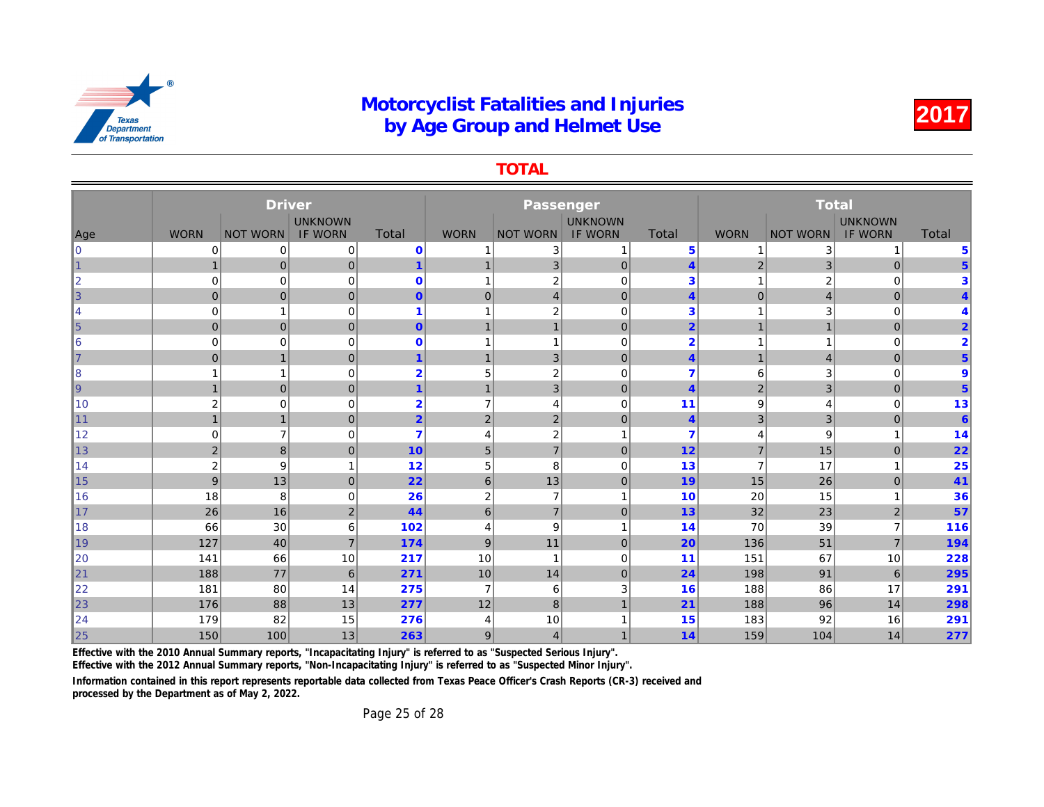# Motorcyclist Fatalities and Injuries by Age Group and Helmet Use

**2017**

## TOTAL

| Age | Driver | | | | Passenger | | | | Total | | | |
|---|---|---|---|---|---|---|---|---|---|---|---|---|
| | WORN | NOT WORN | UNKNOWN IF WORN | Total | WORN | NOT WORN | UNKNOWN IF WORN | Total | WORN | NOT WORN | UNKNOWN IF WORN | Total |
| 0 | 0 | 0 | 0 | 0 | 1 | 3 | 1 | 5 | 1 | 3 | 1 | 5 |
| 1 | 1 | 0 | 0 | 1 | 1 | 3 | 0 | 4 | 2 | 3 | 0 | 5 |
| 2 | 0 | 0 | 0 | 0 | 1 | 2 | 0 | 3 | 1 | 2 | 0 | 3 |
| 3 | 0 | 0 | 0 | 0 | 0 | 4 | 0 | 4 | 0 | 4 | 0 | 4 |
| 4 | 0 | 1 | 0 | 1 | 1 | 2 | 0 | 3 | 1 | 3 | 0 | 4 |
| 5 | 0 | 0 | 0 | 0 | 1 | 1 | 0 | 2 | 1 | 1 | 0 | 2 |
| 6 | 0 | 0 | 0 | 0 | 1 | 1 | 0 | 2 | 1 | 1 | 0 | 2 |
| 7 | 0 | 1 | 0 | 1 | 1 | 3 | 0 | 4 | 1 | 4 | 0 | 5 |
| 8 | 1 | 1 | 0 | 2 | 5 | 2 | 0 | 7 | 6 | 3 | 0 | 9 |
| 9 | 1 | 0 | 0 | 1 | 1 | 3 | 0 | 4 | 2 | 3 | 0 | 5 |
| 10 | 2 | 0 | 0 | 2 | 7 | 4 | 0 | 11 | 9 | 4 | 0 | 13 |
| 11 | 1 | 1 | 0 | 2 | 2 | 2 | 0 | 4 | 3 | 3 | 0 | 6 |
| 12 | 0 | 7 | 0 | 7 | 4 | 2 | 1 | 7 | 4 | 9 | 1 | 14 |
| 13 | 2 | 8 | 0 | 10 | 5 | 7 | 0 | 12 | 7 | 15 | 0 | 22 |
| 14 | 2 | 9 | 1 | 12 | 5 | 8 | 0 | 13 | 7 | 17 | 1 | 25 |
| 15 | 9 | 13 | 0 | 22 | 6 | 13 | 0 | 19 | 15 | 26 | 0 | 41 |
| 16 | 18 | 8 | 0 | 26 | 2 | 7 | 1 | 10 | 20 | 15 | 1 | 36 |
| 17 | 26 | 16 | 2 | 44 | 6 | 7 | 0 | 13 | 32 | 23 | 2 | 57 |
| 18 | 66 | 30 | 6 | 102 | 4 | 9 | 1 | 14 | 70 | 39 | 7 | 116 |
| 19 | 127 | 40 | 7 | 174 | 9 | 11 | 0 | 20 | 136 | 51 | 7 | 194 |
| 20 | 141 | 66 | 10 | 217 | 10 | 1 | 0 | 11 | 151 | 67 | 10 | 228 |
| 21 | 188 | 77 | 6 | 271 | 10 | 14 | 0 | 24 | 198 | 91 | 6 | 295 |
| 22 | 181 | 80 | 14 | 275 | 7 | 6 | 3 | 16 | 188 | 86 | 17 | 291 |
| 23 | 176 | 88 | 13 | 277 | 12 | 8 | 1 | 21 | 188 | 96 | 14 | 298 |
| 24 | 179 | 82 | 15 | 276 | 4 | 10 | 1 | 15 | 183 | 92 | 16 | 291 |
| 25 | 150 | 100 | 13 | 263 | 9 | 4 | 1 | 14 | 159 | 104 | 14 | 277 |

**Effective with the 2010 Annual Summary reports, "Incapacitating Injury" is referred to as "Suspected Serious Injury".**

**Effective with the 2012 Annual Summary reports, "Non-Incapacitating Injury" is referred to as "Suspected Minor Injury".**

**Information contained in this report represents reportable data collected from Texas Peace Officer's Crash Reports (CR-3) received and processed by the Department as of May 2, 2022.**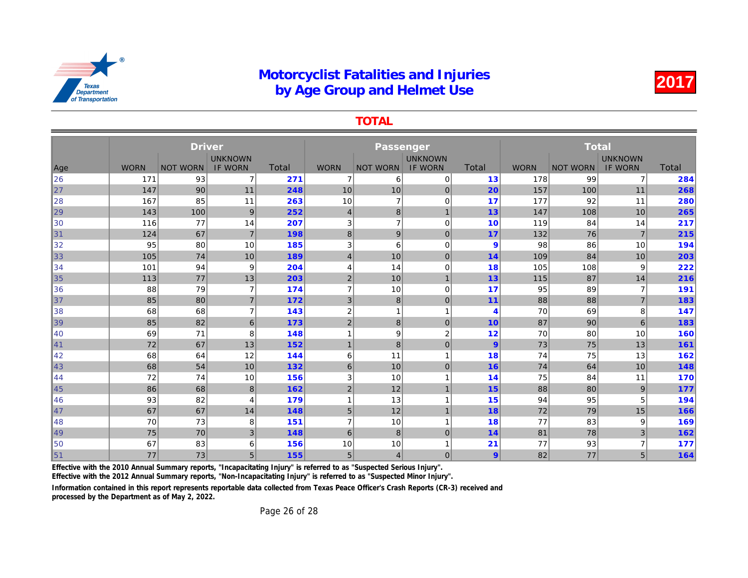# Motorcyclist Fatalities and Injuries by Age Group and Helmet Use

**2017**

## TOTAL

| Age | Driver | | | | Passenger | | | | Total | | | |
|---|---|---|---|---|---|---|---|---|---|---|---|---|
| | WORN | NOT WORN | UNKNOWN IF WORN | Total | WORN | NOT WORN | UNKNOWN IF WORN | Total | WORN | NOT WORN | UNKNOWN IF WORN | Total |
| 26 | 171 | 93 | 7 | 271 | 7 | 6 | 0 | 13 | 178 | 99 | 7 | 284 |
| 27 | 147 | 90 | 11 | 248 | 10 | 10 | 0 | 20 | 157 | 100 | 11 | 268 |
| 28 | 167 | 85 | 11 | 263 | 10 | 7 | 0 | 17 | 177 | 92 | 11 | 280 |
| 29 | 143 | 100 | 9 | 252 | 4 | 8 | 1 | 13 | 147 | 108 | 10 | 265 |
| 30 | 116 | 77 | 14 | 207 | 3 | 7 | 0 | 10 | 119 | 84 | 14 | 217 |
| 31 | 124 | 67 | 7 | 198 | 8 | 9 | 0 | 17 | 132 | 76 | 7 | 215 |
| 32 | 95 | 80 | 10 | 185 | 3 | 6 | 0 | 9 | 98 | 86 | 10 | 194 |
| 33 | 105 | 74 | 10 | 189 | 4 | 10 | 0 | 14 | 109 | 84 | 10 | 203 |
| 34 | 101 | 94 | 9 | 204 | 4 | 14 | 0 | 18 | 105 | 108 | 9 | 222 |
| 35 | 113 | 77 | 13 | 203 | 2 | 10 | 1 | 13 | 115 | 87 | 14 | 216 |
| 36 | 88 | 79 | 7 | 174 | 7 | 10 | 0 | 17 | 95 | 89 | 7 | 191 |
| 37 | 85 | 80 | 7 | 172 | 3 | 8 | 0 | 11 | 88 | 88 | 7 | 183 |
| 38 | 68 | 68 | 7 | 143 | 2 | 1 | 1 | 4 | 70 | 69 | 8 | 147 |
| 39 | 85 | 82 | 6 | 173 | 2 | 8 | 0 | 10 | 87 | 90 | 6 | 183 |
| 40 | 69 | 71 | 8 | 148 | 1 | 9 | 2 | 12 | 70 | 80 | 10 | 160 |
| 41 | 72 | 67 | 13 | 152 | 1 | 8 | 0 | 9 | 73 | 75 | 13 | 161 |
| 42 | 68 | 64 | 12 | 144 | 6 | 11 | 1 | 18 | 74 | 75 | 13 | 162 |
| 43 | 68 | 54 | 10 | 132 | 6 | 10 | 0 | 16 | 74 | 64 | 10 | 148 |
| 44 | 72 | 74 | 10 | 156 | 3 | 10 | 1 | 14 | 75 | 84 | 11 | 170 |
| 45 | 86 | 68 | 8 | 162 | 2 | 12 | 1 | 15 | 88 | 80 | 9 | 177 |
| 46 | 93 | 82 | 4 | 179 | 1 | 13 | 1 | 15 | 94 | 95 | 5 | 194 |
| 47 | 67 | 67 | 14 | 148 | 5 | 12 | 1 | 18 | 72 | 79 | 15 | 166 |
| 48 | 70 | 73 | 8 | 151 | 7 | 10 | 1 | 18 | 77 | 83 | 9 | 169 |
| 49 | 75 | 70 | 3 | 148 | 6 | 8 | 0 | 14 | 81 | 78 | 3 | 162 |
| 50 | 67 | 83 | 6 | 156 | 10 | 10 | 1 | 21 | 77 | 93 | 7 | 177 |
| 51 | 77 | 73 | 5 | 155 | 5 | 4 | 0 | 9 | 82 | 77 | 5 | 164 |

**Effective with the 2010 Annual Summary reports, "Incapacitating Injury" is referred to as "Suspected Serious Injury".**

**Effective with the 2012 Annual Summary reports, "Non-Incapacitating Injury" is referred to as "Suspected Minor Injury".**

**Information contained in this report represents reportable data collected from Texas Peace Officer's Crash Reports (CR-3) received and processed by the Department as of May 2, 2022.**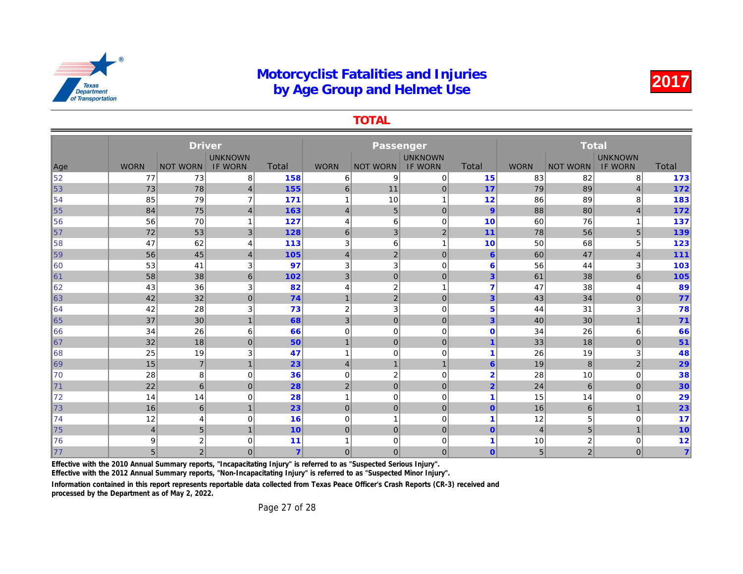# Motorcyclist Fatalities and Injuries by Age Group and Helmet Use

**2017**

## TOTAL

| Age | Driver | | | | Passenger | | | | Total | | | |
|---|---|---|---|---|---|---|---|---|---|---|---|---|
| | WORN | NOT WORN | UNKNOWN IF WORN | Total | WORN | NOT WORN | UNKNOWN IF WORN | Total | WORN | NOT WORN | UNKNOWN IF WORN | Total |
| 52 | 77 | 73 | 8 | **158** | 6 | 9 | 0 | **15** | 83 | 82 | 8 | **173** |
| 53 | 73 | 78 | 4 | **155** | 6 | 11 | 0 | **17** | 79 | 89 | 4 | **172** |
| 54 | 85 | 79 | 7 | **171** | 1 | 10 | 1 | **12** | 86 | 89 | 8 | **183** |
| 55 | 84 | 75 | 4 | **163** | 4 | 5 | 0 | **9** | 88 | 80 | 4 | **172** |
| 56 | 56 | 70 | 1 | **127** | 4 | 6 | 0 | **10** | 60 | 76 | 1 | **137** |
| 57 | 72 | 53 | 3 | **128** | 6 | 3 | 2 | **11** | 78 | 56 | 5 | **139** |
| 58 | 47 | 62 | 4 | **113** | 3 | 6 | 1 | **10** | 50 | 68 | 5 | **123** |
| 59 | 56 | 45 | 4 | **105** | 4 | 2 | 0 | **6** | 60 | 47 | 4 | **111** |
| 60 | 53 | 41 | 3 | **97** | 3 | 3 | 0 | **6** | 56 | 44 | 3 | **103** |
| 61 | 58 | 38 | 6 | **102** | 3 | 0 | 0 | **3** | 61 | 38 | 6 | **105** |
| 62 | 43 | 36 | 3 | **82** | 4 | 2 | 1 | **7** | 47 | 38 | 4 | **89** |
| 63 | 42 | 32 | 0 | **74** | 1 | 2 | 0 | **3** | 43 | 34 | 0 | **77** |
| 64 | 42 | 28 | 3 | **73** | 2 | 3 | 0 | **5** | 44 | 31 | 3 | **78** |
| 65 | 37 | 30 | 1 | **68** | 3 | 0 | 0 | **3** | 40 | 30 | 1 | **71** |
| 66 | 34 | 26 | 6 | **66** | 0 | 0 | 0 | **0** | 34 | 26 | 6 | **66** |
| 67 | 32 | 18 | 0 | **50** | 1 | 0 | 0 | **1** | 33 | 18 | 0 | **51** |
| 68 | 25 | 19 | 3 | **47** | 1 | 0 | 0 | **1** | 26 | 19 | 3 | **48** |
| 69 | 15 | 7 | 1 | **23** | 4 | 1 | 1 | **6** | 19 | 8 | 2 | **29** |
| 70 | 28 | 8 | 0 | **36** | 0 | 2 | 0 | **2** | 28 | 10 | 0 | **38** |
| 71 | 22 | 6 | 0 | **28** | 2 | 0 | 0 | **2** | 24 | 6 | 0 | **30** |
| 72 | 14 | 14 | 0 | **28** | 1 | 0 | 0 | **1** | 15 | 14 | 0 | **29** |
| 73 | 16 | 6 | 1 | **23** | 0 | 0 | 0 | **0** | 16 | 6 | 1 | **23** |
| 74 | 12 | 4 | 0 | **16** | 0 | 1 | 0 | **1** | 12 | 5 | 0 | **17** |
| 75 | 4 | 5 | 1 | **10** | 0 | 0 | 0 | **0** | 4 | 5 | 1 | **10** |
| 76 | 9 | 2 | 0 | **11** | 1 | 0 | 0 | **1** | 10 | 2 | 0 | **12** |
| 77 | 5 | 2 | 0 | **7** | 0 | 0 | 0 | **0** | 5 | 2 | 0 | **7** |

**Effective with the 2010 Annual Summary reports, "Incapacitating Injury" is referred to as "Suspected Serious Injury".**

**Effective with the 2012 Annual Summary reports, "Non-Incapacitating Injury" is referred to as "Suspected Minor Injury".**

**Information contained in this report represents reportable data collected from Texas Peace Officer's Crash Reports (CR-3) received and processed by the Department as of May 2, 2022.**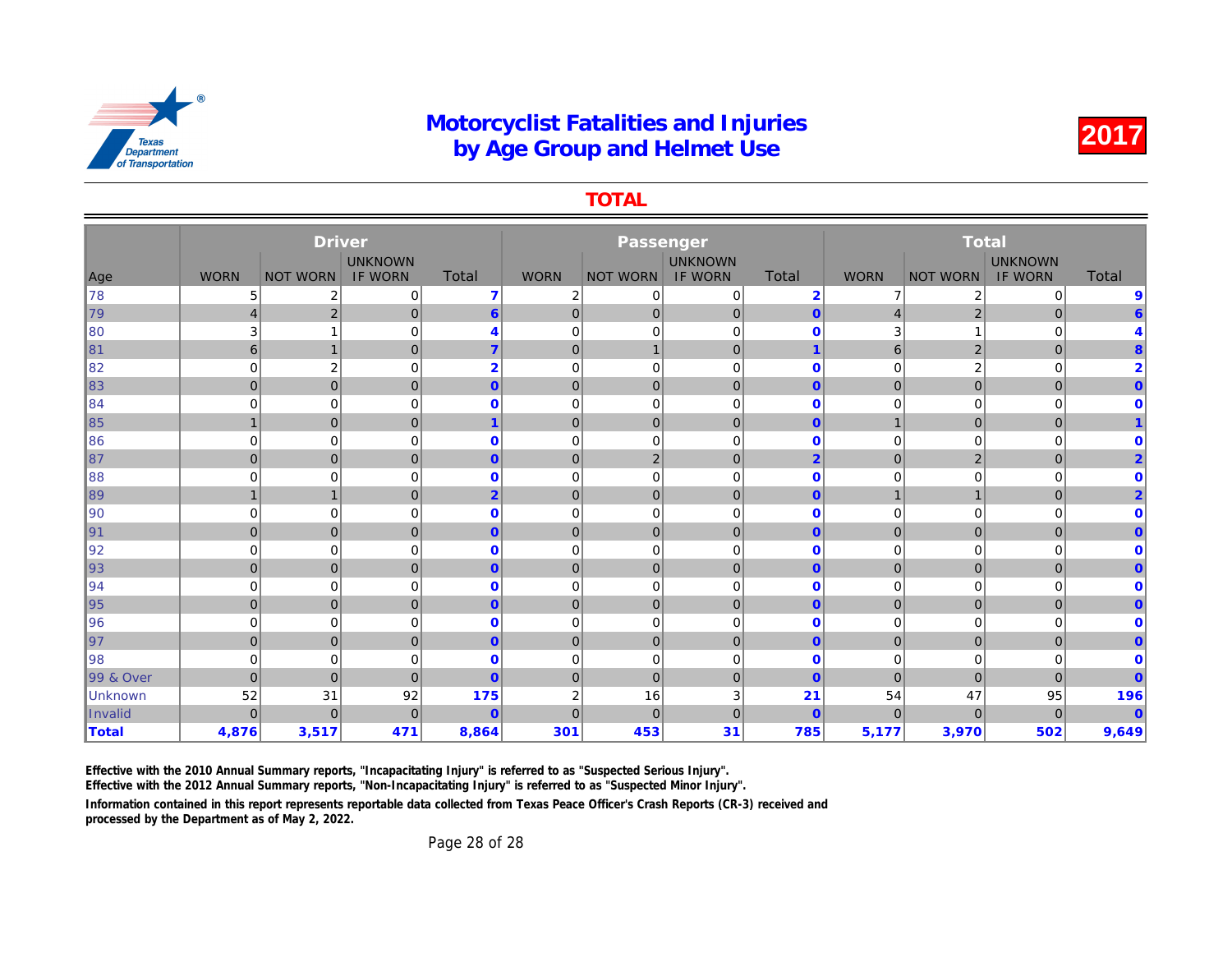# Motorcyclist Fatalities and Injuries by Age Group and Helmet Use

2017

## TOTAL

| Age | Driver | | | | Passenger | | | | Total | | | |
|---|---|---|---|---|---|---|---|---|---|---|---|---|
| | WORN | NOT WORN | UNKNOWN IF WORN | Total | WORN | NOT WORN | UNKNOWN IF WORN | Total | WORN | NOT WORN | UNKNOWN IF WORN | Total |
| 78 | 5 | 2 | 0 | **7** | 2 | 0 | 0 | **2** | 7 | 2 | 0 | **9** |
| 79 | 4 | 2 | 0 | **6** | 0 | 0 | 0 | **0** | 4 | 2 | 0 | **6** |
| 80 | 3 | 1 | 0 | **4** | 0 | 0 | 0 | **0** | 3 | 1 | 0 | **4** |
| 81 | 6 | 1 | 0 | **7** | 0 | 1 | 0 | **1** | 6 | 2 | 0 | **8** |
| 82 | 0 | 2 | 0 | **2** | 0 | 0 | 0 | **0** | 0 | 2 | 0 | **2** |
| 83 | 0 | 0 | 0 | **0** | 0 | 0 | 0 | **0** | 0 | 0 | 0 | **0** |
| 84 | 0 | 0 | 0 | **0** | 0 | 0 | 0 | **0** | 0 | 0 | 0 | **0** |
| 85 | 1 | 0 | 0 | **1** | 0 | 0 | 0 | **0** | 1 | 0 | 0 | **1** |
| 86 | 0 | 0 | 0 | **0** | 0 | 0 | 0 | **0** | 0 | 0 | 0 | **0** |
| 87 | 0 | 0 | 0 | **0** | 0 | 2 | 0 | **2** | 0 | 2 | 0 | **2** |
| 88 | 0 | 0 | 0 | **0** | 0 | 0 | 0 | **0** | 0 | 0 | 0 | **0** |
| 89 | 1 | 1 | 0 | **2** | 0 | 0 | 0 | **0** | 1 | 1 | 0 | **2** |
| 90 | 0 | 0 | 0 | **0** | 0 | 0 | 0 | **0** | 0 | 0 | 0 | **0** |
| 91 | 0 | 0 | 0 | **0** | 0 | 0 | 0 | **0** | 0 | 0 | 0 | **0** |
| 92 | 0 | 0 | 0 | **0** | 0 | 0 | 0 | **0** | 0 | 0 | 0 | **0** |
| 93 | 0 | 0 | 0 | **0** | 0 | 0 | 0 | **0** | 0 | 0 | 0 | **0** |
| 94 | 0 | 0 | 0 | **0** | 0 | 0 | 0 | **0** | 0 | 0 | 0 | **0** |
| 95 | 0 | 0 | 0 | **0** | 0 | 0 | 0 | **0** | 0 | 0 | 0 | **0** |
| 96 | 0 | 0 | 0 | **0** | 0 | 0 | 0 | **0** | 0 | 0 | 0 | **0** |
| 97 | 0 | 0 | 0 | **0** | 0 | 0 | 0 | **0** | 0 | 0 | 0 | **0** |
| 98 | 0 | 0 | 0 | **0** | 0 | 0 | 0 | **0** | 0 | 0 | 0 | **0** |
| 99 & Over | 0 | 0 | 0 | **0** | 0 | 0 | 0 | **0** | 0 | 0 | 0 | **0** |
| Unknown | 52 | 31 | 92 | **175** | 2 | 16 | 3 | **21** | 54 | 47 | 95 | **196** |
| Invalid | 0 | 0 | 0 | **0** | 0 | 0 | 0 | **0** | 0 | 0 | 0 | **0** |
| **Total** | **4,876** | **3,517** | **471** | **8,864** | **301** | **453** | **31** | **785** | **5,177** | **3,970** | **502** | **9,649** |

**Effective with the 2010 Annual Summary reports, "Incapacitating Injury" is referred to as "Suspected Serious Injury".**
**Effective with the 2012 Annual Summary reports, "Non-Incapacitating Injury" is referred to as "Suspected Minor Injury".**

**Information contained in this report represents reportable data collected from Texas Peace Officer's Crash Reports (CR-3) received and processed by the Department as of May 2, 2022.**